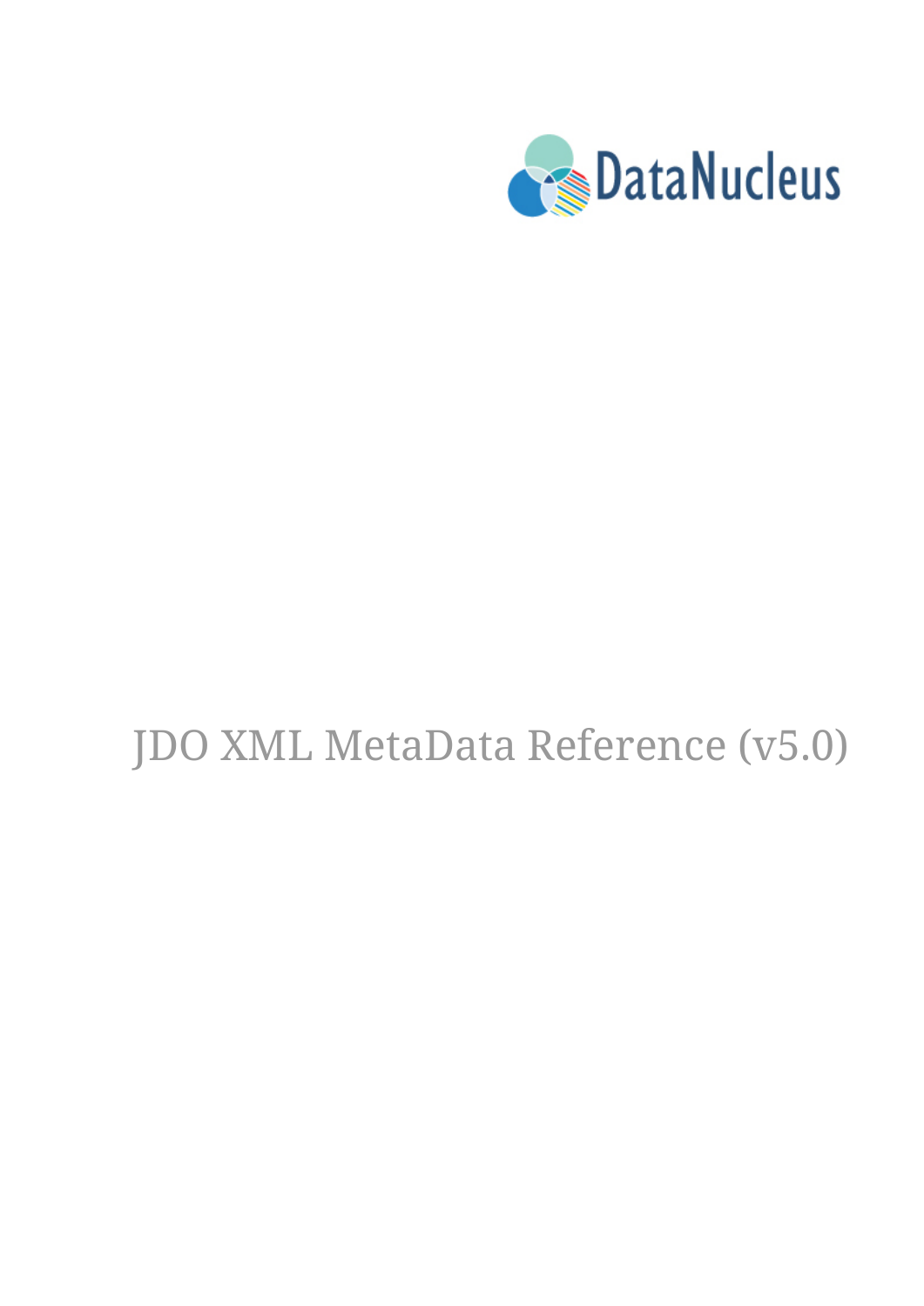DataNucleus

# JDO XML MetaData Reference (v5.0)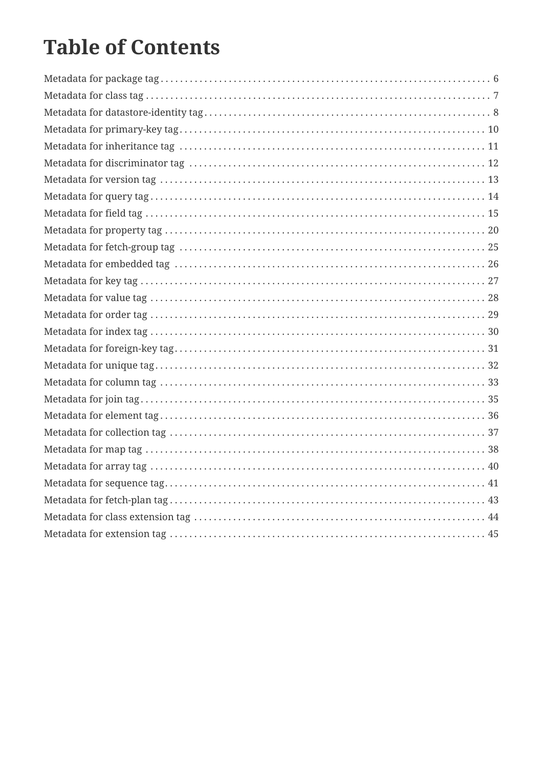# Table of Contents

- Metadata for package tag ........ 6
- Metadata for class tag ........ 7
- Metadata for datastore-identity tag ........ 8
- Metadata for primary-key tag ........ 10
- Metadata for inheritance tag ........ 11
- Metadata for discriminator tag ........ 12
- Metadata for version tag ........ 13
- Metadata for query tag ........ 14
- Metadata for field tag ........ 15
- Metadata for property tag ........ 20
- Metadata for fetch-group tag ........ 25
- Metadata for embedded tag ........ 26
- Metadata for key tag ........ 27
- Metadata for value tag ........ 28
- Metadata for order tag ........ 29
- Metadata for index tag ........ 30
- Metadata for foreign-key tag ........ 31
- Metadata for unique tag ........ 32
- Metadata for column tag ........ 33
- Metadata for join tag ........ 35
- Metadata for element tag ........ 36
- Metadata for collection tag ........ 37
- Metadata for map tag ........ 38
- Metadata for array tag ........ 40
- Metadata for sequence tag ........ 41
- Metadata for fetch-plan tag ........ 43
- Metadata for class extension tag ........ 44
- Metadata for extension tag ........ 45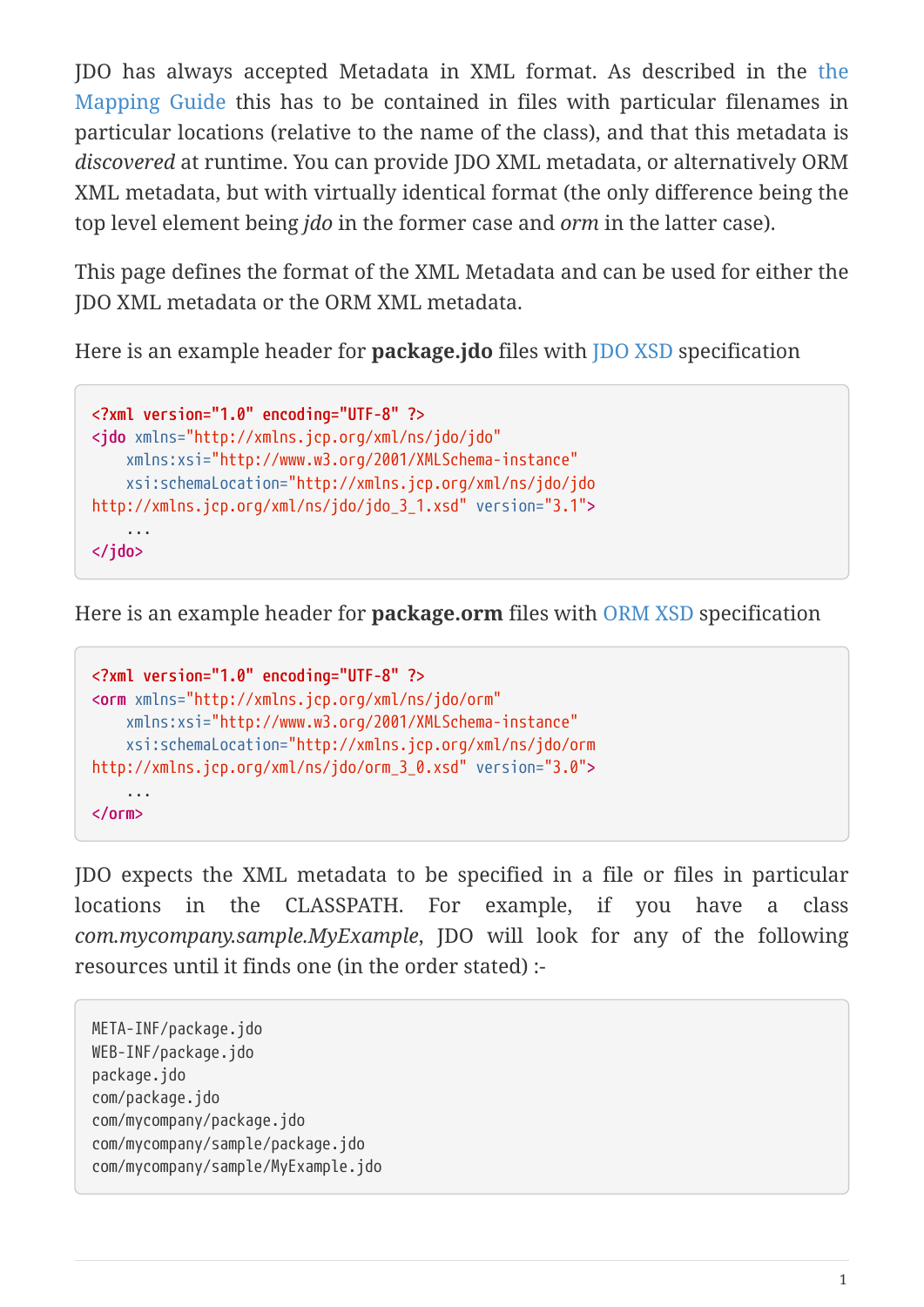JDO has always accepted Metadata in XML format. As described in the the Mapping Guide this has to be contained in files with particular filenames in particular locations (relative to the name of the class), and that this metadata is *discovered* at runtime. You can provide JDO XML metadata, or alternatively ORM XML metadata, but with virtually identical format (the only difference being the top level element being *jdo* in the former case and *orm* in the latter case).

This page defines the format of the XML Metadata and can be used for either the JDO XML metadata or the ORM XML metadata.

Here is an example header for **package.jdo** files with JDO XSD specification

```
<?xml version="1.0" encoding="UTF-8" ?>
<jdo xmlns="http://xmlns.jcp.org/xml/ns/jdo/jdo"
    xmlns:xsi="http://www.w3.org/2001/XMLSchema-instance"
    xsi:schemaLocation="http://xmlns.jcp.org/xml/ns/jdo/jdo
http://xmlns.jcp.org/xml/ns/jdo/jdo_3_1.xsd" version="3.1">
    ...
</jdo>
```

Here is an example header for **package.orm** files with ORM XSD specification

```
<?xml version="1.0" encoding="UTF-8" ?>
<orm xmlns="http://xmlns.jcp.org/xml/ns/jdo/orm"
    xmlns:xsi="http://www.w3.org/2001/XMLSchema-instance"
    xsi:schemaLocation="http://xmlns.jcp.org/xml/ns/jdo/orm
http://xmlns.jcp.org/xml/ns/jdo/orm_3_0.xsd" version="3.0">
    ...
</orm>
```

JDO expects the XML metadata to be specified in a file or files in particular locations in the CLASSPATH. For example, if you have a class *com.mycompany.sample.MyExample*, JDO will look for any of the following resources until it finds one (in the order stated) :-

```
META-INF/package.jdo
WEB-INF/package.jdo
package.jdo
com/package.jdo
com/mycompany/package.jdo
com/mycompany/sample/package.jdo
com/mycompany/sample/MyExample.jdo
```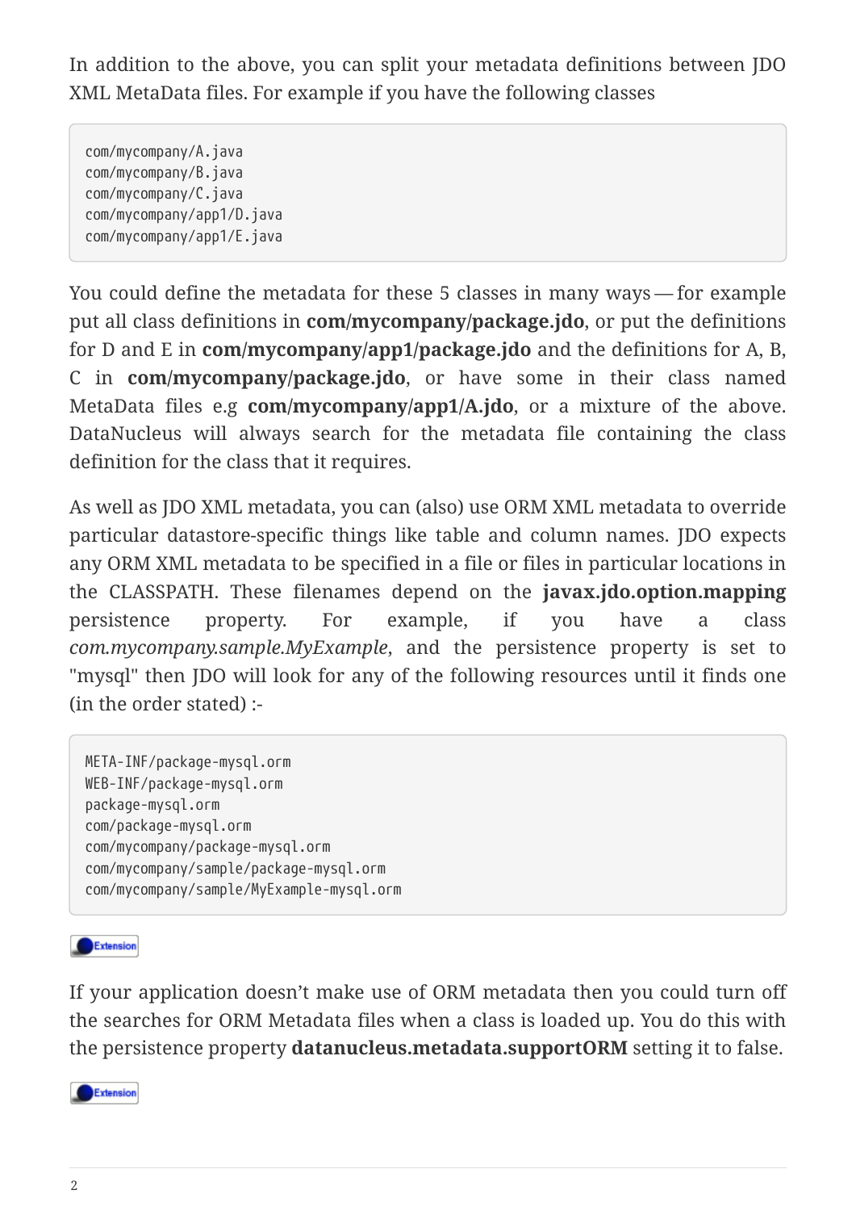In addition to the above, you can split your metadata definitions between JDO XML MetaData files. For example if you have the following classes

```
com/mycompany/A.java
com/mycompany/B.java
com/mycompany/C.java
com/mycompany/app1/D.java
com/mycompany/app1/E.java
```

You could define the metadata for these 5 classes in many ways — for example put all class definitions in **com/mycompany/package.jdo**, or put the definitions for D and E in **com/mycompany/app1/package.jdo** and the definitions for A, B, C in **com/mycompany/package.jdo**, or have some in their class named MetaData files e.g **com/mycompany/app1/A.jdo**, or a mixture of the above. DataNucleus will always search for the metadata file containing the class definition for the class that it requires.

As well as JDO XML metadata, you can (also) use ORM XML metadata to override particular datastore-specific things like table and column names. JDO expects any ORM XML metadata to be specified in a file or files in particular locations in the CLASSPATH. These filenames depend on the **javax.jdo.option.mapping** persistence property. For example, if you have a class *com.mycompany.sample.MyExample*, and the persistence property is set to "mysql" then JDO will look for any of the following resources until it finds one (in the order stated) :-

```
META-INF/package-mysql.orm
WEB-INF/package-mysql.orm
package-mysql.orm
com/package-mysql.orm
com/mycompany/package-mysql.orm
com/mycompany/sample/package-mysql.orm
com/mycompany/sample/MyExample-mysql.orm
```

Extension

If your application doesn't make use of ORM metadata then you could turn off the searches for ORM Metadata files when a class is loaded up. You do this with the persistence property **datanucleus.metadata.supportORM** setting it to false.

Extension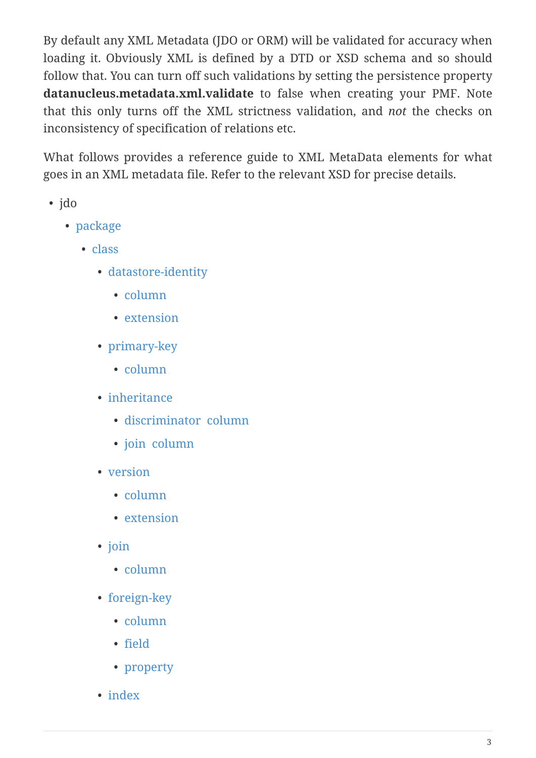By default any XML Metadata (JDO or ORM) will be validated for accuracy when loading it. Obviously XML is defined by a DTD or XSD schema and so should follow that. You can turn off such validations by setting the persistence property **datanucleus.metadata.xml.validate** to false when creating your PMF. Note that this only turns off the XML strictness validation, and *not* the checks on inconsistency of specification of relations etc.

What follows provides a reference guide to XML MetaData elements for what goes in an XML metadata file. Refer to the relevant XSD for precise details.

- jdo
  - package
    - class
      - datastore-identity
        - column
        - extension
      - primary-key
        - column
      - inheritance
        - discriminator column
        - join column
      - version
        - column
        - extension
      - join
        - column
      - foreign-key
        - column
        - field
        - property
      - index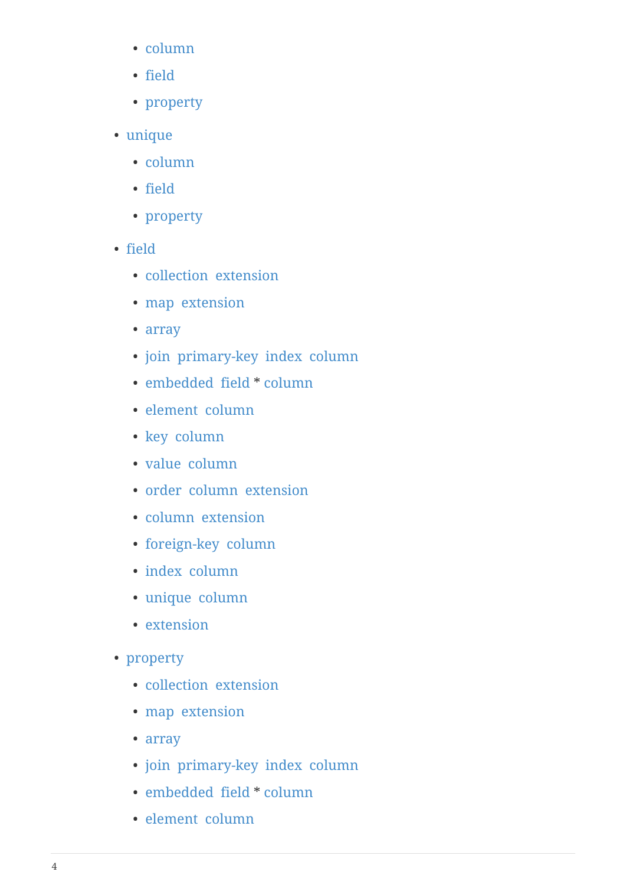- column
    - field
    - property
- unique
    - column
    - field
    - property
- field
    - collection extension
    - map extension
    - array
    - join primary-key index column
    - embedded field * column
    - element column
    - key column
    - value column
    - order column extension
    - column extension
    - foreign-key column
    - index column
    - unique column
    - extension
- property
    - collection extension
    - map extension
    - array
    - join primary-key index column
    - embedded field * column
    - element column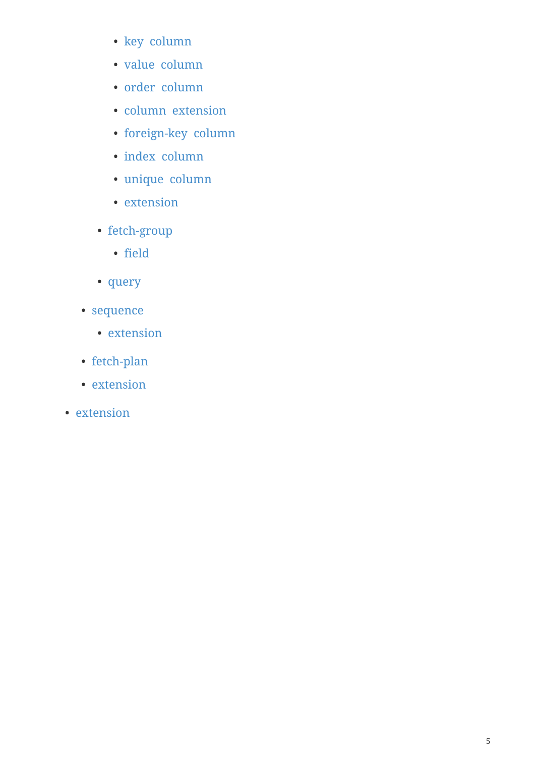- key column
            - value column
            - order column
            - column extension
            - foreign-key column
            - index column
            - unique column
            - extension
        - fetch-group
            - field
        - query
    - sequence
        - extension
    - fetch-plan
    - extension
- extension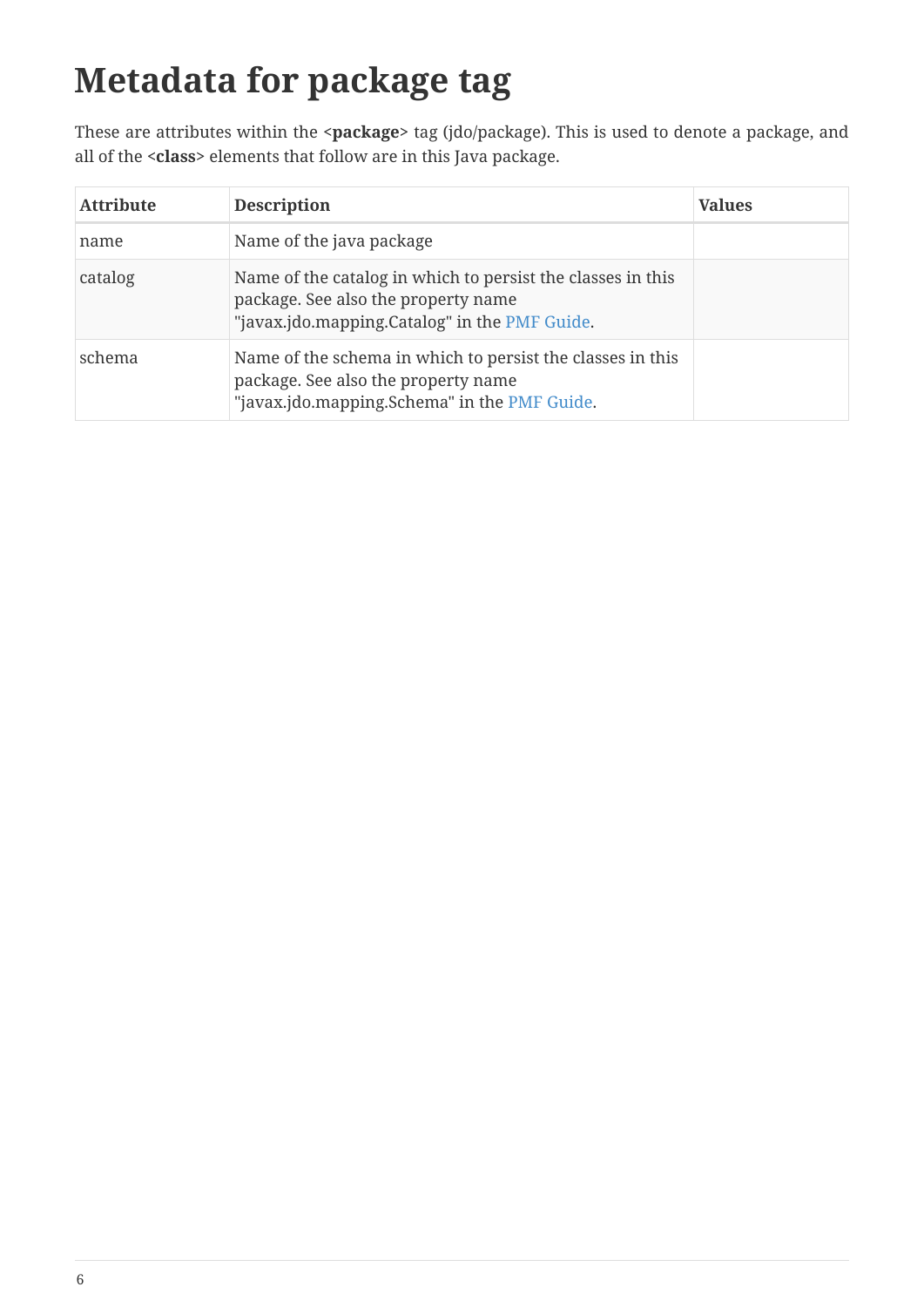# Metadata for package tag

These are attributes within the **<package>** tag (jdo/package). This is used to denote a package, and all of the **<class>** elements that follow are in this Java package.

| Attribute | Description | Values |
| --- | --- | --- |
| name | Name of the java package | |
| catalog | Name of the catalog in which to persist the classes in this package. See also the property name "javax.jdo.mapping.Catalog" in the PMF Guide. | |
| schema | Name of the schema in which to persist the classes in this package. See also the property name "javax.jdo.mapping.Schema" in the PMF Guide. | |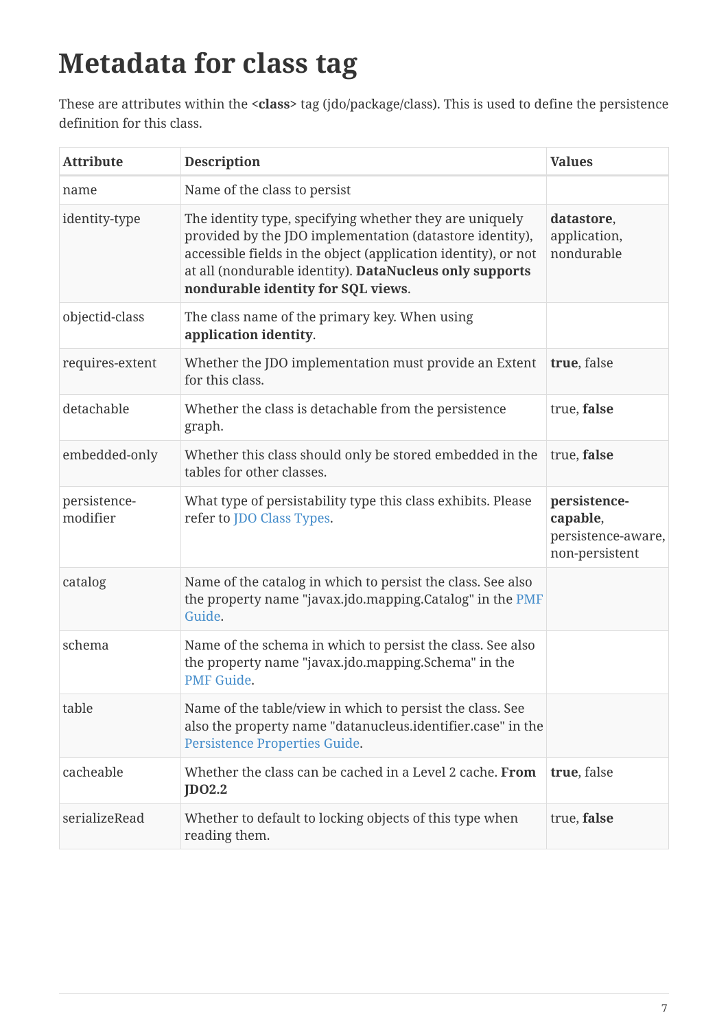# Metadata for class tag

These are attributes within the **<class>** tag (jdo/package/class). This is used to define the persistence definition for this class.

| Attribute | Description | Values |
|---|---|---|
| name | Name of the class to persist | |
| identity-type | The identity type, specifying whether they are uniquely provided by the JDO implementation (datastore identity), accessible fields in the object (application identity), or not at all (nondurable identity). **DataNucleus only supports nondurable identity for SQL views**. | **datastore**, application, nondurable |
| objectid-class | The class name of the primary key. When using **application identity**. | |
| requires-extent | Whether the JDO implementation must provide an Extent for this class. | **true**, false |
| detachable | Whether the class is detachable from the persistence graph. | true, **false** |
| embedded-only | Whether this class should only be stored embedded in the tables for other classes. | true, **false** |
| persistence-modifier | What type of persistability type this class exhibits. Please refer to JDO Class Types. | **persistence-capable**, persistence-aware, non-persistent |
| catalog | Name of the catalog in which to persist the class. See also the property name "javax.jdo.mapping.Catalog" in the PMF Guide. | |
| schema | Name of the schema in which to persist the class. See also the property name "javax.jdo.mapping.Schema" in the PMF Guide. | |
| table | Name of the table/view in which to persist the class. See also the property name "datanucleus.identifier.case" in the Persistence Properties Guide. | |
| cacheable | Whether the class can be cached in a Level 2 cache. **From JDO2.2** | **true**, false |
| serializeRead | Whether to default to locking objects of this type when reading them. | true, **false** |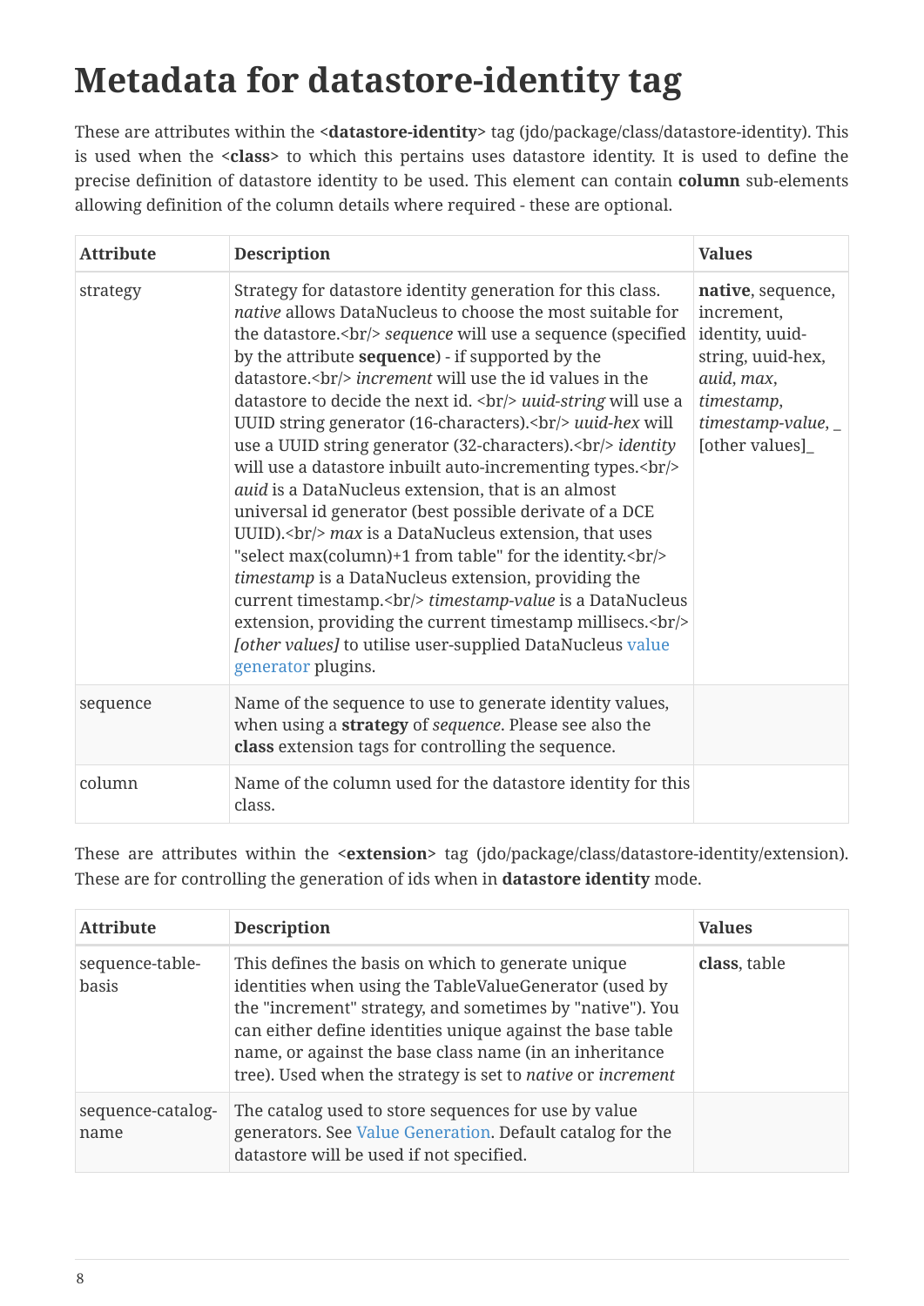# Metadata for datastore-identity tag

These are attributes within the **<datastore-identity>** tag (jdo/package/class/datastore-identity). This is used when the **<class>** to which this pertains uses datastore identity. It is used to define the precise definition of datastore identity to be used. This element can contain **column** sub-elements allowing definition of the column details where required - these are optional.

| Attribute | Description | Values |
| --- | --- | --- |
| strategy | Strategy for datastore identity generation for this class. *native* allows DataNucleus to choose the most suitable for the datastore.<br/> *sequence* will use a sequence (specified by the attribute **sequence**) - if supported by the datastore.<br/> *increment* will use the id values in the datastore to decide the next id. <br/> *uuid-string* will use a UUID string generator (16-characters).<br/> *uuid-hex* will use a UUID string generator (32-characters).<br/> *identity* will use a datastore inbuilt auto-incrementing types.<br/> *auid* is a DataNucleus extension, that is an almost universal id generator (best possible derivate of a DCE UUID).<br/> *max* is a DataNucleus extension, that uses "select max(column)+1 from table" for the identity.<br/> *timestamp* is a DataNucleus extension, providing the current timestamp.<br/> *timestamp-value* is a DataNucleus extension, providing the current timestamp millisecs.<br/> *[other values]* to utilise user-supplied DataNucleus value generator plugins. | **native**, sequence, increment, identity, uuid-string, uuid-hex, *auid*, *max*, *timestamp*, *timestamp-value*, _ [other values]_ |
| sequence | Name of the sequence to use to generate identity values, when using a **strategy** of *sequence*. Please see also the **class** extension tags for controlling the sequence. | |
| column | Name of the column used for the datastore identity for this class. | |

These are attributes within the **<extension>** tag (jdo/package/class/datastore-identity/extension). These are for controlling the generation of ids when in **datastore identity** mode.

| Attribute | Description | Values |
| --- | --- | --- |
| sequence-table-basis | This defines the basis on which to generate unique identities when using the TableValueGenerator (used by the "increment" strategy, and sometimes by "native"). You can either define identities unique against the base table name, or against the base class name (in an inheritance tree). Used when the strategy is set to *native* or *increment* | **class**, table |
| sequence-catalog-name | The catalog used to store sequences for use by value generators. See Value Generation. Default catalog for the datastore will be used if not specified. | |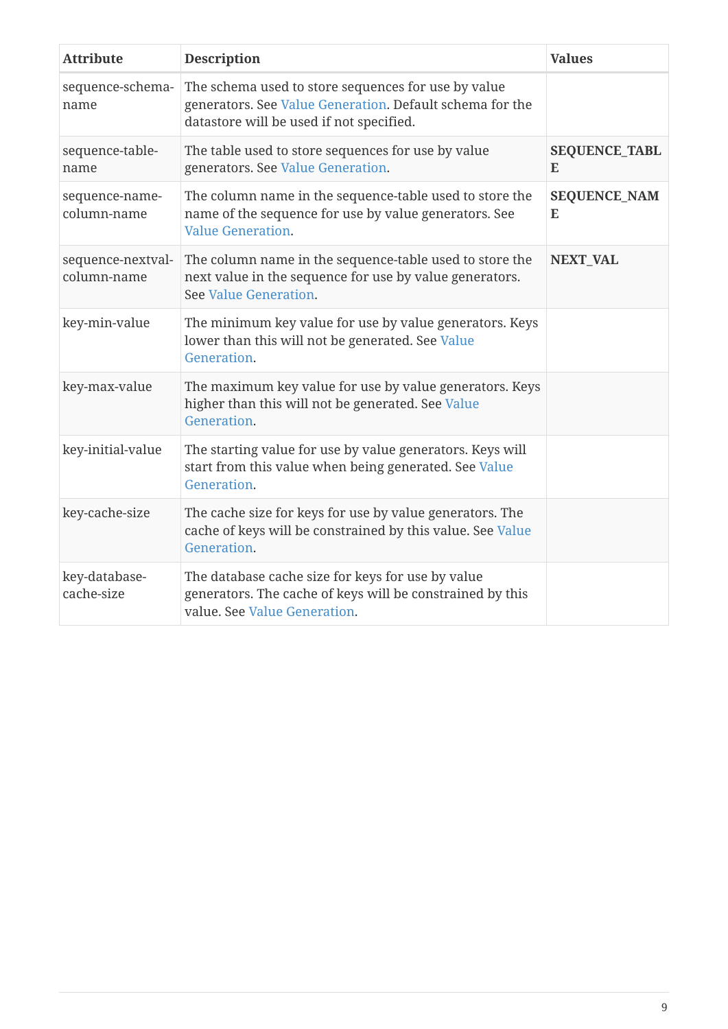| Attribute | Description | Values |
| --- | --- | --- |
| sequence-schema-name | The schema used to store sequences for use by value generators. See Value Generation. Default schema for the datastore will be used if not specified. | |
| sequence-table-name | The table used to store sequences for use by value generators. See Value Generation. | **SEQUENCE_TABLE** |
| sequence-name-column-name | The column name in the sequence-table used to store the name of the sequence for use by value generators. See Value Generation. | **SEQUENCE_NAME** |
| sequence-nextval-column-name | The column name in the sequence-table used to store the next value in the sequence for use by value generators. See Value Generation. | **NEXT_VAL** |
| key-min-value | The minimum key value for use by value generators. Keys lower than this will not be generated. See Value Generation. | |
| key-max-value | The maximum key value for use by value generators. Keys higher than this will not be generated. See Value Generation. | |
| key-initial-value | The starting value for use by value generators. Keys will start from this value when being generated. See Value Generation. | |
| key-cache-size | The cache size for keys for use by value generators. The cache of keys will be constrained by this value. See Value Generation. | |
| key-database-cache-size | The database cache size for keys for use by value generators. The cache of keys will be constrained by this value. See Value Generation. | |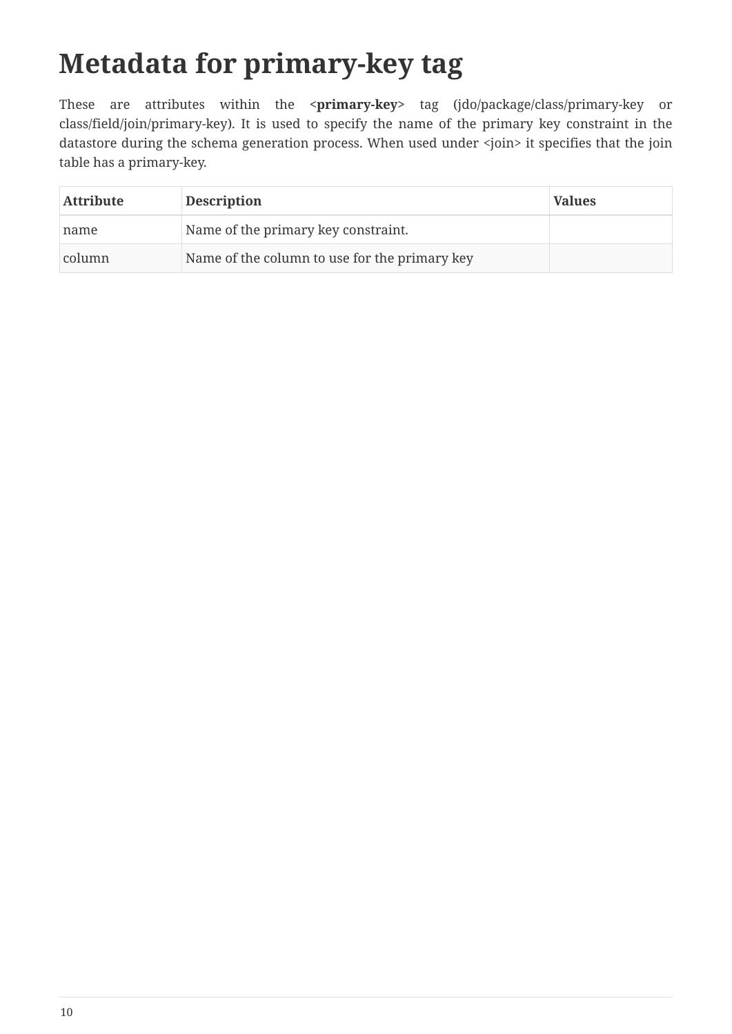# Metadata for primary-key tag

These are attributes within the **<primary-key>** tag (jdo/package/class/primary-key or class/field/join/primary-key). It is used to specify the name of the primary key constraint in the datastore during the schema generation process. When used under <join> it specifies that the join table has a primary-key.

| Attribute | Description | Values |
|---|---|---|
| name | Name of the primary key constraint. | |
| column | Name of the column to use for the primary key | |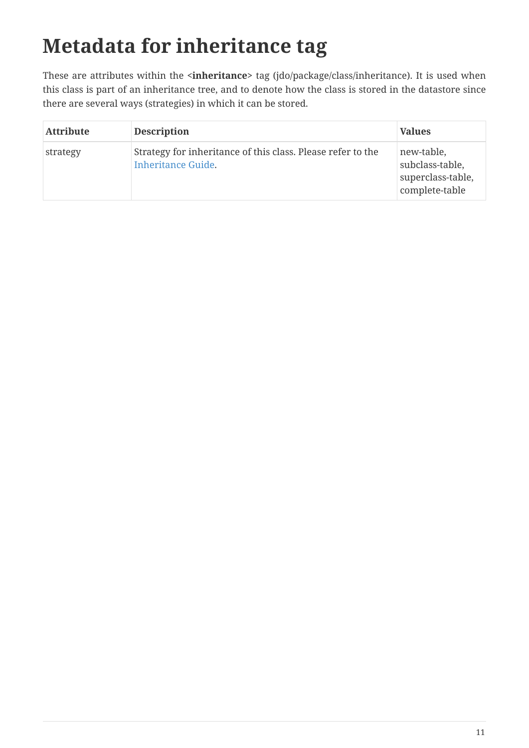# Metadata for inheritance tag

These are attributes within the **<inheritance>** tag (jdo/package/class/inheritance). It is used when this class is part of an inheritance tree, and to denote how the class is stored in the datastore since there are several ways (strategies) in which it can be stored.

| Attribute | Description | Values |
| --- | --- | --- |
| strategy | Strategy for inheritance of this class. Please refer to the Inheritance Guide. | new-table, subclass-table, superclass-table, complete-table |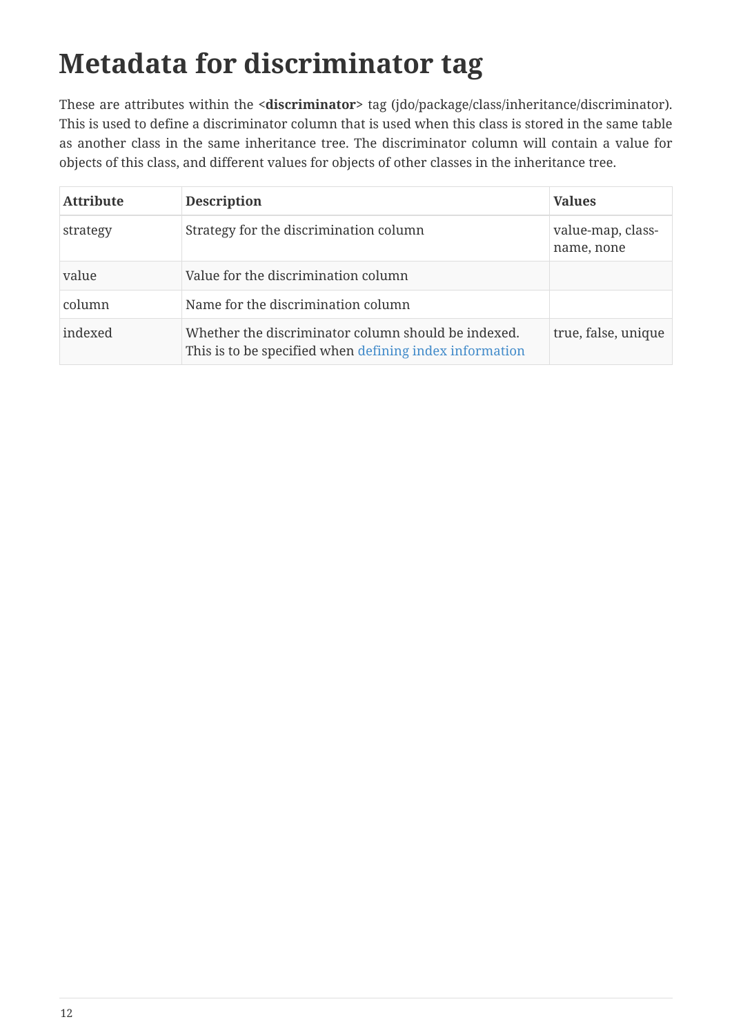# Metadata for discriminator tag

These are attributes within the **<discriminator>** tag (jdo/package/class/inheritance/discriminator). This is used to define a discriminator column that is used when this class is stored in the same table as another class in the same inheritance tree. The discriminator column will contain a value for objects of this class, and different values for objects of other classes in the inheritance tree.

| Attribute | Description | Values |
| --- | --- | --- |
| strategy | Strategy for the discrimination column | value-map, class-name, none |
| value | Value for the discrimination column | |
| column | Name for the discrimination column | |
| indexed | Whether the discriminator column should be indexed. This is to be specified when defining index information | true, false, unique |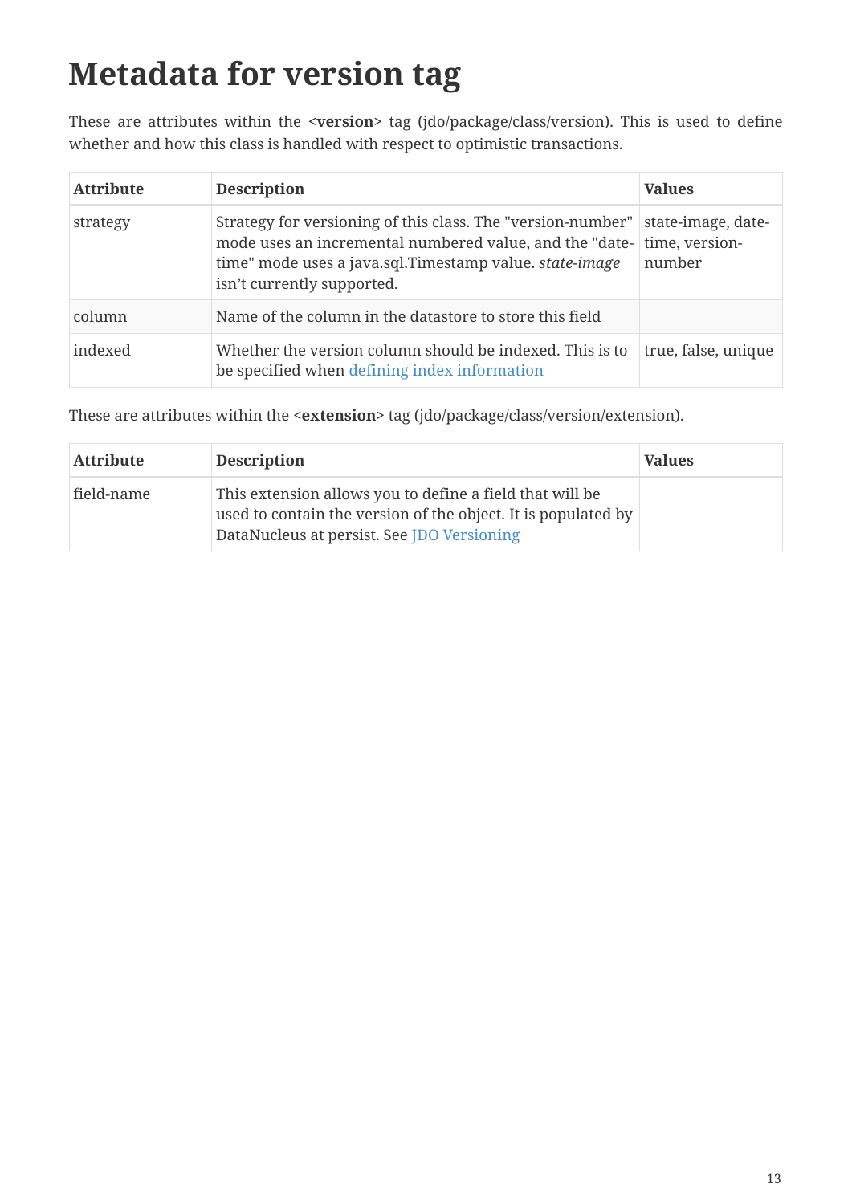# Metadata for version tag

These are attributes within the **<version>** tag (jdo/package/class/version). This is used to define whether and how this class is handled with respect to optimistic transactions.

| Attribute | Description | Values |
| --- | --- | --- |
| strategy | Strategy for versioning of this class. The "version-number" mode uses an incremental numbered value, and the "date-time" mode uses a java.sql.Timestamp value. *state-image* isn't currently supported. | state-image, date-time, version-number |
| column | Name of the column in the datastore to store this field | |
| indexed | Whether the version column should be indexed. This is to be specified when defining index information | true, false, unique |

These are attributes within the **<extension>** tag (jdo/package/class/version/extension).

| Attribute | Description | Values |
| --- | --- | --- |
| field-name | This extension allows you to define a field that will be used to contain the version of the object. It is populated by DataNucleus at persist. See JDO Versioning | |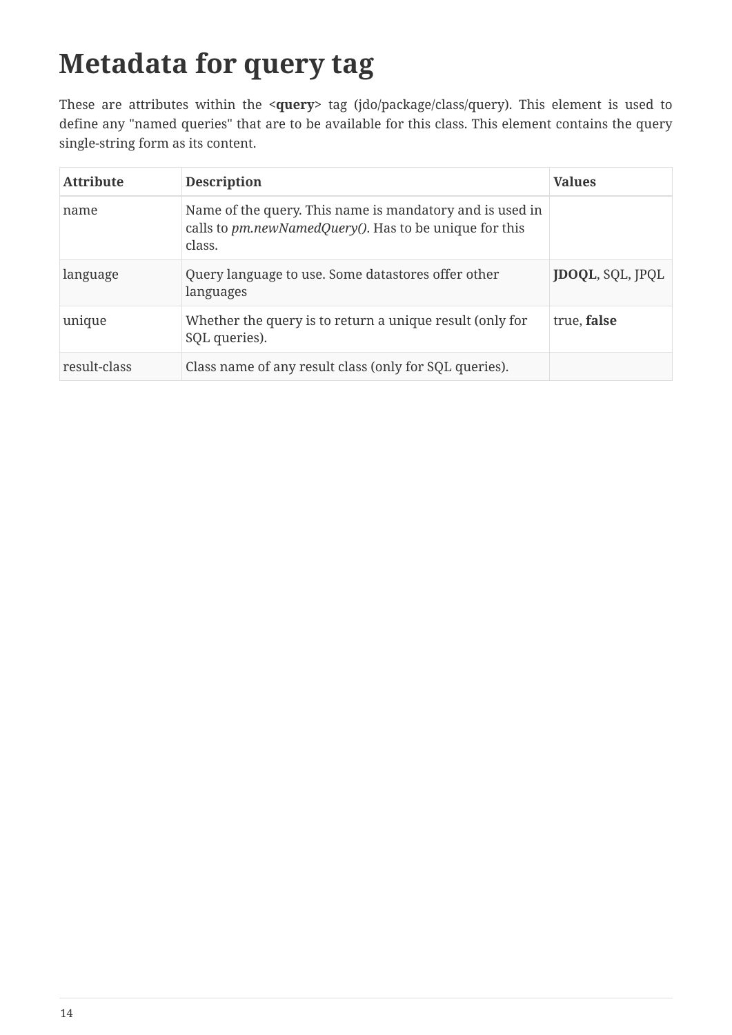# Metadata for query tag

These are attributes within the <**query**> tag (jdo/package/class/query). This element is used to define any "named queries" that are to be available for this class. This element contains the query single-string form as its content.

| Attribute | Description | Values |
|---|---|---|
| name | Name of the query. This name is mandatory and is used in calls to *pm.newNamedQuery()*. Has to be unique for this class. | |
| language | Query language to use. Some datastores offer other languages | **JDOQL**, SQL, JPQL |
| unique | Whether the query is to return a unique result (only for SQL queries). | true, **false** |
| result-class | Class name of any result class (only for SQL queries). | |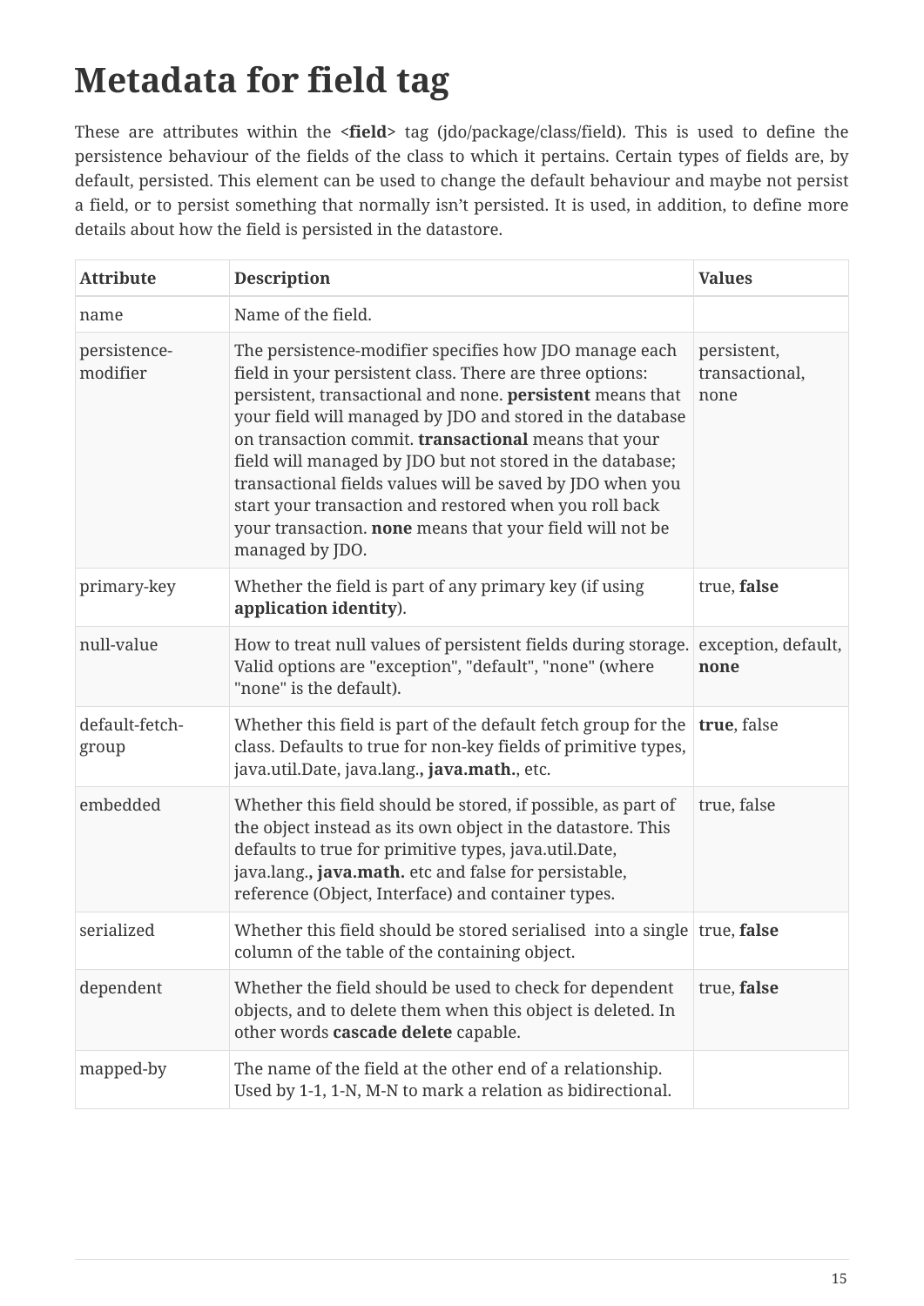# Metadata for field tag

These are attributes within the **<field>** tag (jdo/package/class/field). This is used to define the persistence behaviour of the fields of the class to which it pertains. Certain types of fields are, by default, persisted. This element can be used to change the default behaviour and maybe not persist a field, or to persist something that normally isn't persisted. It is used, in addition, to define more details about how the field is persisted in the datastore.

| Attribute | Description | Values |
|---|---|---|
| name | Name of the field. | |
| persistence-modifier | The persistence-modifier specifies how JDO manage each field in your persistent class. There are three options: persistent, transactional and none. **persistent** means that your field will managed by JDO and stored in the database on transaction commit. **transactional** means that your field will managed by JDO but not stored in the database; transactional fields values will be saved by JDO when you start your transaction and restored when you roll back your transaction. **none** means that your field will not be managed by JDO. | persistent, transactional, none |
| primary-key | Whether the field is part of any primary key (if using **application identity**). | true, **false** |
| null-value | How to treat null values of persistent fields during storage. Valid options are "exception", "default", "none" (where "none" is the default). | exception, default, **none** |
| default-fetch-group | Whether this field is part of the default fetch group for the class. Defaults to true for non-key fields of primitive types, java.util.Date, java.lang.**, java.math.**, etc. | **true**, false |
| embedded | Whether this field should be stored, if possible, as part of the object instead as its own object in the datastore. This defaults to true for primitive types, java.util.Date, java.lang.**, java.math.** etc and false for persistable, reference (Object, Interface) and container types. | true, false |
| serialized | Whether this field should be stored serialised into a single column of the table of the containing object. | true, **false** |
| dependent | Whether the field should be used to check for dependent objects, and to delete them when this object is deleted. In other words **cascade delete** capable. | true, **false** |
| mapped-by | The name of the field at the other end of a relationship. Used by 1-1, 1-N, M-N to mark a relation as bidirectional. | |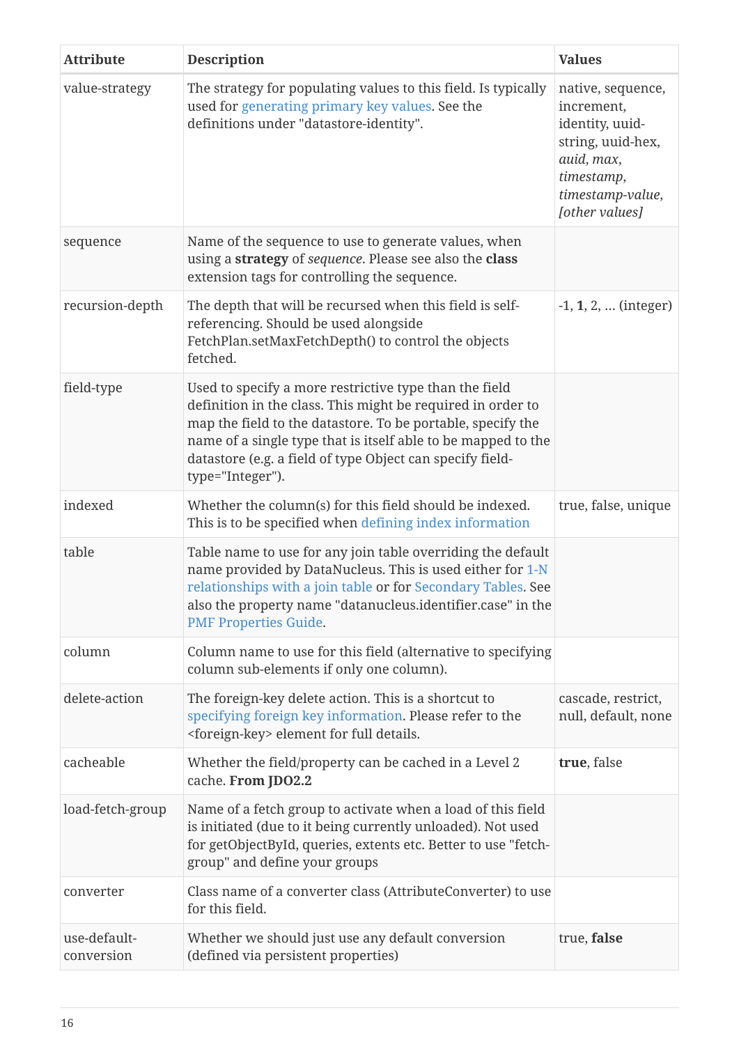| Attribute | Description | Values |
| --- | --- | --- |
| value-strategy | The strategy for populating values to this field. Is typically used for generating primary key values. See the definitions under "datastore-identity". | native, sequence, increment, identity, uuid-string, uuid-hex, *auid*, *max*, *timestamp*, *timestamp-value*, *[other values]* |
| sequence | Name of the sequence to use to generate values, when using a **strategy** of *sequence*. Please see also the **class** extension tags for controlling the sequence. | |
| recursion-depth | The depth that will be recursed when this field is self-referencing. Should be used alongside FetchPlan.setMaxFetchDepth() to control the objects fetched. | -1, **1**, 2, ... (integer) |
| field-type | Used to specify a more restrictive type than the field definition in the class. This might be required in order to map the field to the datastore. To be portable, specify the name of a single type that is itself able to be mapped to the datastore (e.g. a field of type Object can specify field-type="Integer"). | |
| indexed | Whether the column(s) for this field should be indexed. This is to be specified when defining index information | true, false, unique |
| table | Table name to use for any join table overriding the default name provided by DataNucleus. This is used either for 1-N relationships with a join table or for Secondary Tables. See also the property name "datanucleus.identifier.case" in the PMF Properties Guide. | |
| column | Column name to use for this field (alternative to specifying column sub-elements if only one column). | |
| delete-action | The foreign-key delete action. This is a shortcut to specifying foreign key information. Please refer to the <foreign-key> element for full details. | cascade, restrict, null, default, none |
| cacheable | Whether the field/property can be cached in a Level 2 cache. **From JDO2.2** | **true**, false |
| load-fetch-group | Name of a fetch group to activate when a load of this field is initiated (due to it being currently unloaded). Not used for getObjectById, queries, extents etc. Better to use "fetch-group" and define your groups | |
| converter | Class name of a converter class (AttributeConverter) to use for this field. | |
| use-default-conversion | Whether we should just use any default conversion (defined via persistent properties) | true, **false** |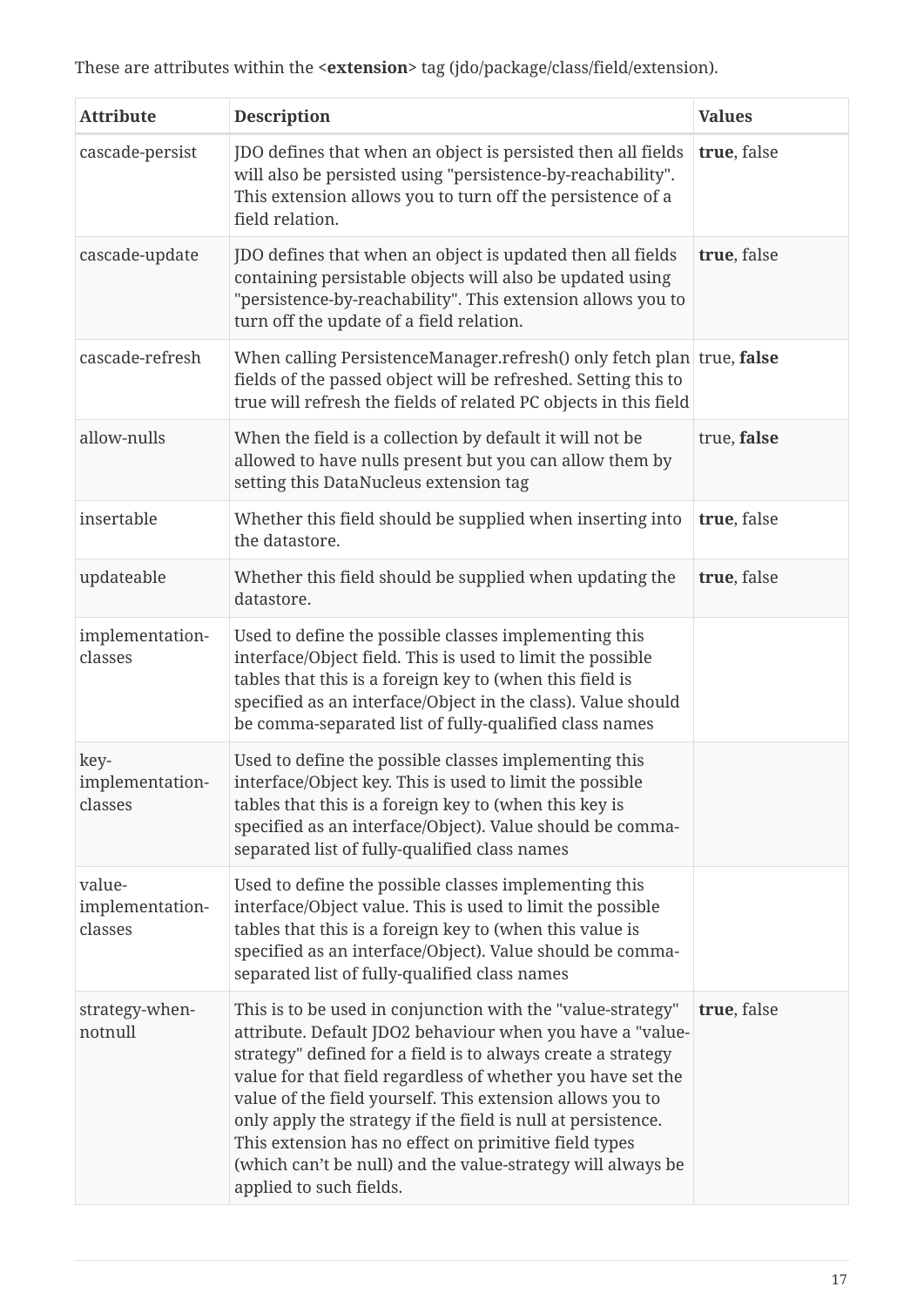These are attributes within the **<extension>** tag (jdo/package/class/field/extension).

| Attribute | Description | Values |
| --- | --- | --- |
| cascade-persist | JDO defines that when an object is persisted then all fields will also be persisted using "persistence-by-reachability". This extension allows you to turn off the persistence of a field relation. | **true**, false |
| cascade-update | JDO defines that when an object is updated then all fields containing persistable objects will also be updated using "persistence-by-reachability". This extension allows you to turn off the update of a field relation. | **true**, false |
| cascade-refresh | When calling PersistenceManager.refresh() only fetch plan fields of the passed object will be refreshed. Setting this to true will refresh the fields of related PC objects in this field | true, **false** |
| allow-nulls | When the field is a collection by default it will not be allowed to have nulls present but you can allow them by setting this DataNucleus extension tag | true, **false** |
| insertable | Whether this field should be supplied when inserting into the datastore. | **true**, false |
| updateable | Whether this field should be supplied when updating the datastore. | **true**, false |
| implementation-classes | Used to define the possible classes implementing this interface/Object field. This is used to limit the possible tables that this is a foreign key to (when this field is specified as an interface/Object in the class). Value should be comma-separated list of fully-qualified class names | |
| key-implementation-classes | Used to define the possible classes implementing this interface/Object key. This is used to limit the possible tables that this is a foreign key to (when this key is specified as an interface/Object). Value should be comma-separated list of fully-qualified class names | |
| value-implementation-classes | Used to define the possible classes implementing this interface/Object value. This is used to limit the possible tables that this is a foreign key to (when this value is specified as an interface/Object). Value should be comma-separated list of fully-qualified class names | |
| strategy-when-notnull | This is to be used in conjunction with the "value-strategy" attribute. Default JDO2 behaviour when you have a "value-strategy" defined for a field is to always create a strategy value for that field regardless of whether you have set the value of the field yourself. This extension allows you to only apply the strategy if the field is null at persistence. This extension has no effect on primitive field types (which can’t be null) and the value-strategy will always be applied to such fields. | **true**, false |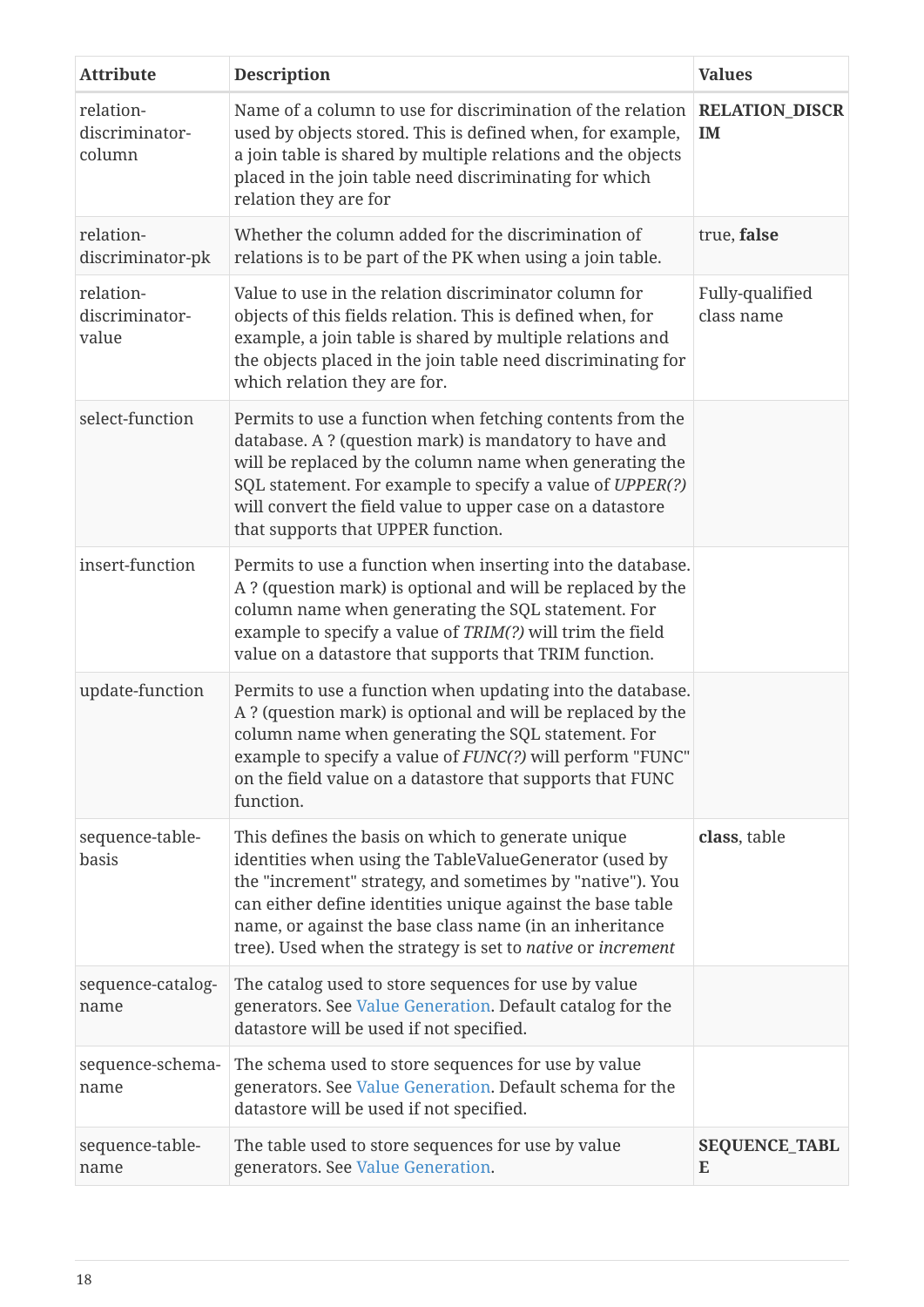| Attribute | Description | Values |
| --- | --- | --- |
| relation-discriminator-column | Name of a column to use for discrimination of the relation used by objects stored. This is defined when, for example, a join table is shared by multiple relations and the objects placed in the join table need discriminating for which relation they are for | **RELATION_DISCRIM** |
| relation-discriminator-pk | Whether the column added for the discrimination of relations is to be part of the PK when using a join table. | true, **false** |
| relation-discriminator-value | Value to use in the relation discriminator column for objects of this fields relation. This is defined when, for example, a join table is shared by multiple relations and the objects placed in the join table need discriminating for which relation they are for. | Fully-qualified class name |
| select-function | Permits to use a function when fetching contents from the database. A ? (question mark) is mandatory to have and will be replaced by the column name when generating the SQL statement. For example to specify a value of *UPPER(?)* will convert the field value to upper case on a datastore that supports that UPPER function. | |
| insert-function | Permits to use a function when inserting into the database. A ? (question mark) is optional and will be replaced by the column name when generating the SQL statement. For example to specify a value of *TRIM(?)* will trim the field value on a datastore that supports that TRIM function. | |
| update-function | Permits to use a function when updating into the database. A ? (question mark) is optional and will be replaced by the column name when generating the SQL statement. For example to specify a value of *FUNC(?)* will perform "FUNC" on the field value on a datastore that supports that FUNC function. | |
| sequence-table-basis | This defines the basis on which to generate unique identities when using the TableValueGenerator (used by the "increment" strategy, and sometimes by "native"). You can either define identities unique against the base table name, or against the base class name (in an inheritance tree). Used when the strategy is set to *native* or *increment* | **class**, table |
| sequence-catalog-name | The catalog used to store sequences for use by value generators. See Value Generation. Default catalog for the datastore will be used if not specified. | |
| sequence-schema-name | The schema used to store sequences for use by value generators. See Value Generation. Default schema for the datastore will be used if not specified. | |
| sequence-table-name | The table used to store sequences for use by value generators. See Value Generation. | **SEQUENCE_TABLE** |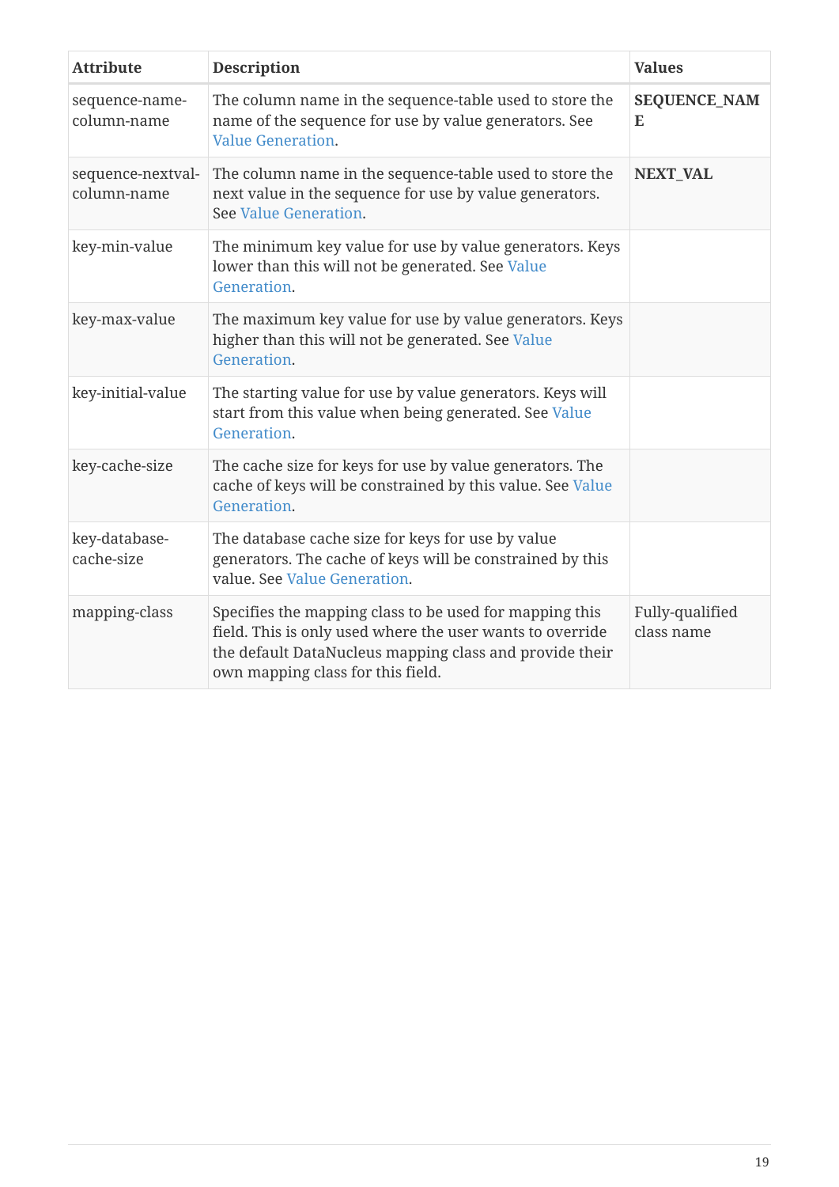| Attribute | Description | Values |
|---|---|---|
| sequence-name-column-name | The column name in the sequence-table used to store the name of the sequence for use by value generators. See Value Generation. | **SEQUENCE_NAME** |
| sequence-nextval-column-name | The column name in the sequence-table used to store the next value in the sequence for use by value generators. See Value Generation. | **NEXT_VAL** |
| key-min-value | The minimum key value for use by value generators. Keys lower than this will not be generated. See Value Generation. | |
| key-max-value | The maximum key value for use by value generators. Keys higher than this will not be generated. See Value Generation. | |
| key-initial-value | The starting value for use by value generators. Keys will start from this value when being generated. See Value Generation. | |
| key-cache-size | The cache size for keys for use by value generators. The cache of keys will be constrained by this value. See Value Generation. | |
| key-database-cache-size | The database cache size for keys for use by value generators. The cache of keys will be constrained by this value. See Value Generation. | |
| mapping-class | Specifies the mapping class to be used for mapping this field. This is only used where the user wants to override the default DataNucleus mapping class and provide their own mapping class for this field. | Fully-qualified class name |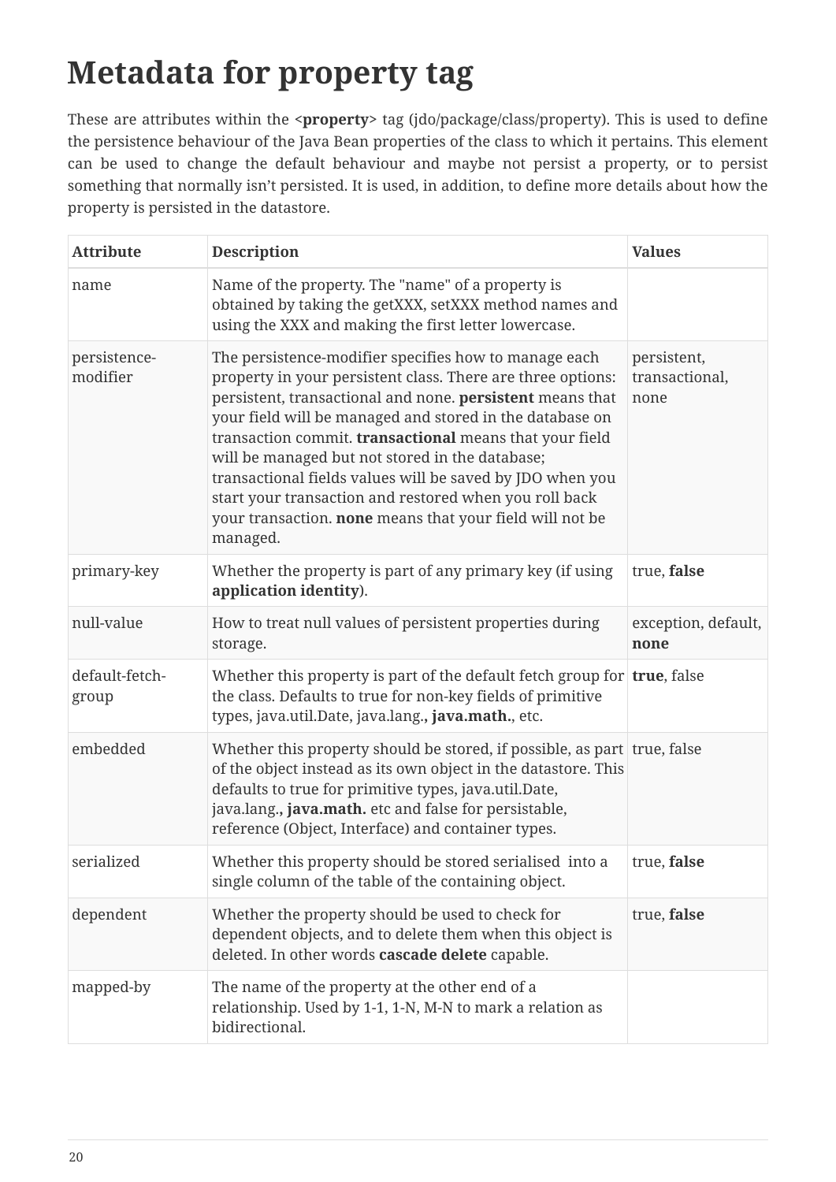# Metadata for property tag

These are attributes within the **<property>** tag (jdo/package/class/property). This is used to define the persistence behaviour of the Java Bean properties of the class to which it pertains. This element can be used to change the default behaviour and maybe not persist a property, or to persist something that normally isn't persisted. It is used, in addition, to define more details about how the property is persisted in the datastore.

| Attribute | Description | Values |
|---|---|---|
| name | Name of the property. The "name" of a property is obtained by taking the getXXX, setXXX method names and using the XXX and making the first letter lowercase. | |
| persistence-modifier | The persistence-modifier specifies how to manage each property in your persistent class. There are three options: persistent, transactional and none. **persistent** means that your field will be managed and stored in the database on transaction commit. **transactional** means that your field will be managed but not stored in the database; transactional fields values will be saved by JDO when you start your transaction and restored when you roll back your transaction. **none** means that your field will not be managed. | persistent, transactional, none |
| primary-key | Whether the property is part of any primary key (if using **application identity**). | true, **false** |
| null-value | How to treat null values of persistent properties during storage. | exception, default, **none** |
| default-fetch-group | Whether this property is part of the default fetch group for the class. Defaults to true for non-key fields of primitive types, java.util.Date, java.lang.**, java.math.**, etc. | **true**, false |
| embedded | Whether this property should be stored, if possible, as part of the object instead as its own object in the datastore. This defaults to true for primitive types, java.util.Date, java.lang.**, java.math.** etc and false for persistable, reference (Object, Interface) and container types. | true, false |
| serialized | Whether this property should be stored serialised into a single column of the table of the containing object. | true, **false** |
| dependent | Whether the property should be used to check for dependent objects, and to delete them when this object is deleted. In other words **cascade delete** capable. | true, **false** |
| mapped-by | The name of the property at the other end of a relationship. Used by 1-1, 1-N, M-N to mark a relation as bidirectional. | |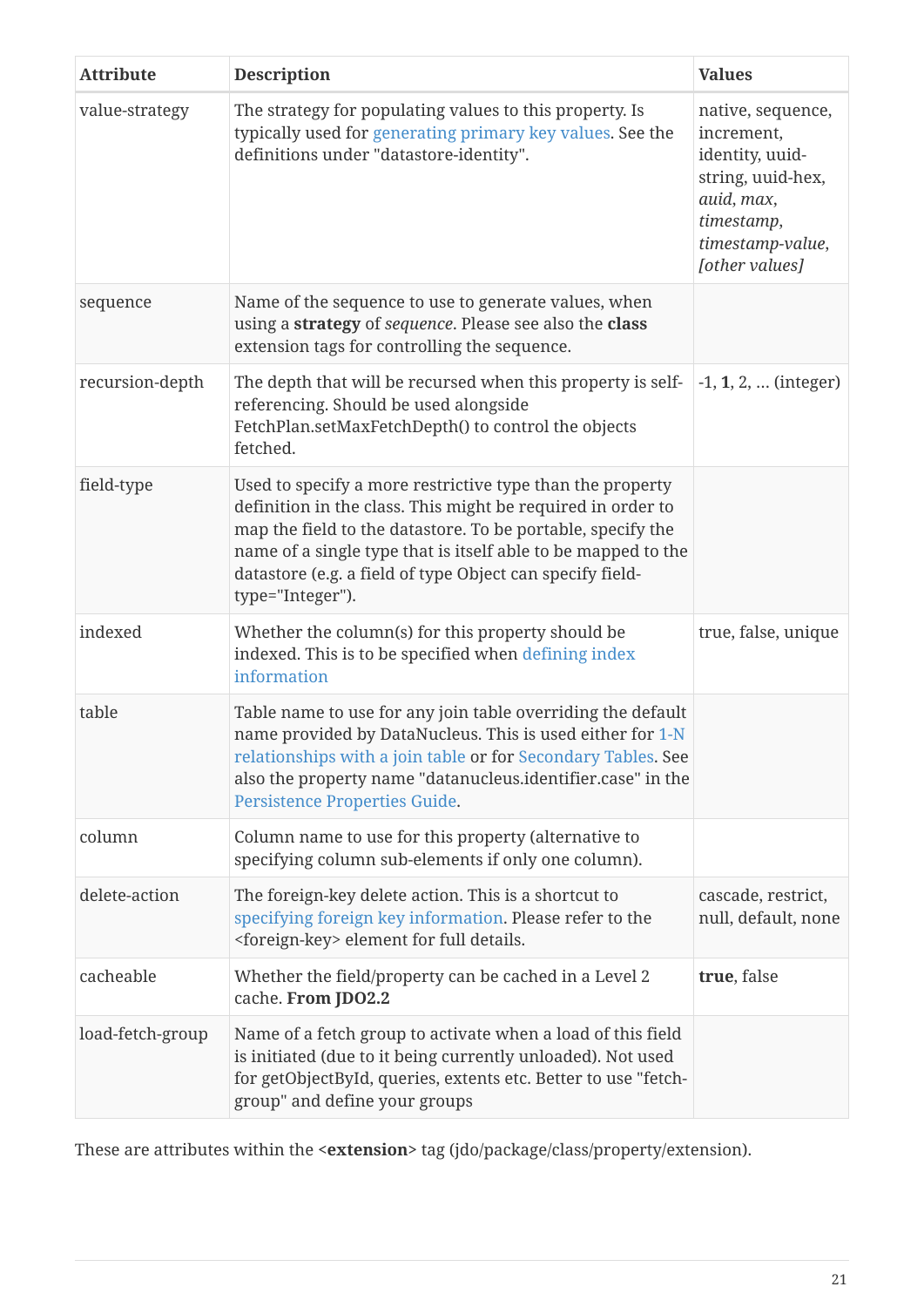| Attribute | Description | Values |
| --- | --- | --- |
| value-strategy | The strategy for populating values to this property. Is typically used for generating primary key values. See the definitions under "datastore-identity". | native, sequence, increment, identity, uuid-string, uuid-hex, *auid*, *max*, *timestamp*, *timestamp-value*, *[other values]* |
| sequence | Name of the sequence to use to generate values, when using a **strategy** of *sequence*. Please see also the **class** extension tags for controlling the sequence. | |
| recursion-depth | The depth that will be recursed when this property is self-referencing. Should be used alongside FetchPlan.setMaxFetchDepth() to control the objects fetched. | -1, **1**, 2, ... (integer) |
| field-type | Used to specify a more restrictive type than the property definition in the class. This might be required in order to map the field to the datastore. To be portable, specify the name of a single type that is itself able to be mapped to the datastore (e.g. a field of type Object can specify field-type="Integer"). | |
| indexed | Whether the column(s) for this property should be indexed. This is to be specified when defining index information | true, false, unique |
| table | Table name to use for any join table overriding the default name provided by DataNucleus. This is used either for 1-N relationships with a join table or for Secondary Tables. See also the property name "datanucleus.identifier.case" in the Persistence Properties Guide. | |
| column | Column name to use for this property (alternative to specifying column sub-elements if only one column). | |
| delete-action | The foreign-key delete action. This is a shortcut to specifying foreign key information. Please refer to the <foreign-key> element for full details. | cascade, restrict, null, default, none |
| cacheable | Whether the field/property can be cached in a Level 2 cache. **From JDO2.2** | **true**, false |
| load-fetch-group | Name of a fetch group to activate when a load of this field is initiated (due to it being currently unloaded). Not used for getObjectById, queries, extents etc. Better to use "fetch-group" and define your groups | |

These are attributes within the **<extension>** tag (jdo/package/class/property/extension).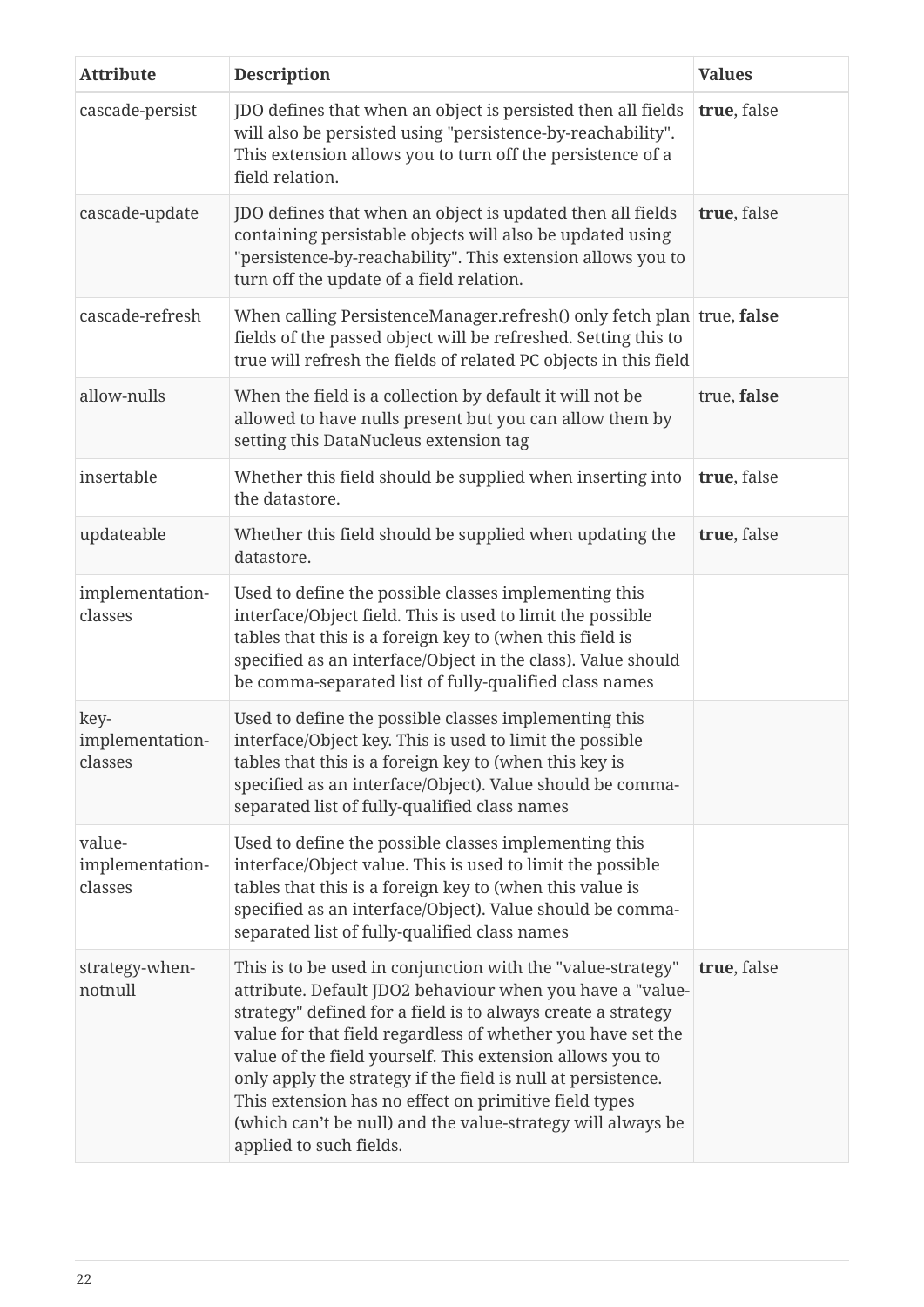| Attribute | Description | Values |
| --- | --- | --- |
| cascade-persist | JDO defines that when an object is persisted then all fields will also be persisted using "persistence-by-reachability". This extension allows you to turn off the persistence of a field relation. | **true**, false |
| cascade-update | JDO defines that when an object is updated then all fields containing persistable objects will also be updated using "persistence-by-reachability". This extension allows you to turn off the update of a field relation. | **true**, false |
| cascade-refresh | When calling PersistenceManager.refresh() only fetch plan fields of the passed object will be refreshed. Setting this to true will refresh the fields of related PC objects in this field | true, **false** |
| allow-nulls | When the field is a collection by default it will not be allowed to have nulls present but you can allow them by setting this DataNucleus extension tag | true, **false** |
| insertable | Whether this field should be supplied when inserting into the datastore. | **true**, false |
| updateable | Whether this field should be supplied when updating the datastore. | **true**, false |
| implementation-classes | Used to define the possible classes implementing this interface/Object field. This is used to limit the possible tables that this is a foreign key to (when this field is specified as an interface/Object in the class). Value should be comma-separated list of fully-qualified class names | |
| key-implementation-classes | Used to define the possible classes implementing this interface/Object key. This is used to limit the possible tables that this is a foreign key to (when this key is specified as an interface/Object). Value should be comma-separated list of fully-qualified class names | |
| value-implementation-classes | Used to define the possible classes implementing this interface/Object value. This is used to limit the possible tables that this is a foreign key to (when this value is specified as an interface/Object). Value should be comma-separated list of fully-qualified class names | |
| strategy-when-notnull | This is to be used in conjunction with the "value-strategy" attribute. Default JDO2 behaviour when you have a "value-strategy" defined for a field is to always create a strategy value for that field regardless of whether you have set the value of the field yourself. This extension allows you to only apply the strategy if the field is null at persistence. This extension has no effect on primitive field types (which can't be null) and the value-strategy will always be applied to such fields. | **true**, false |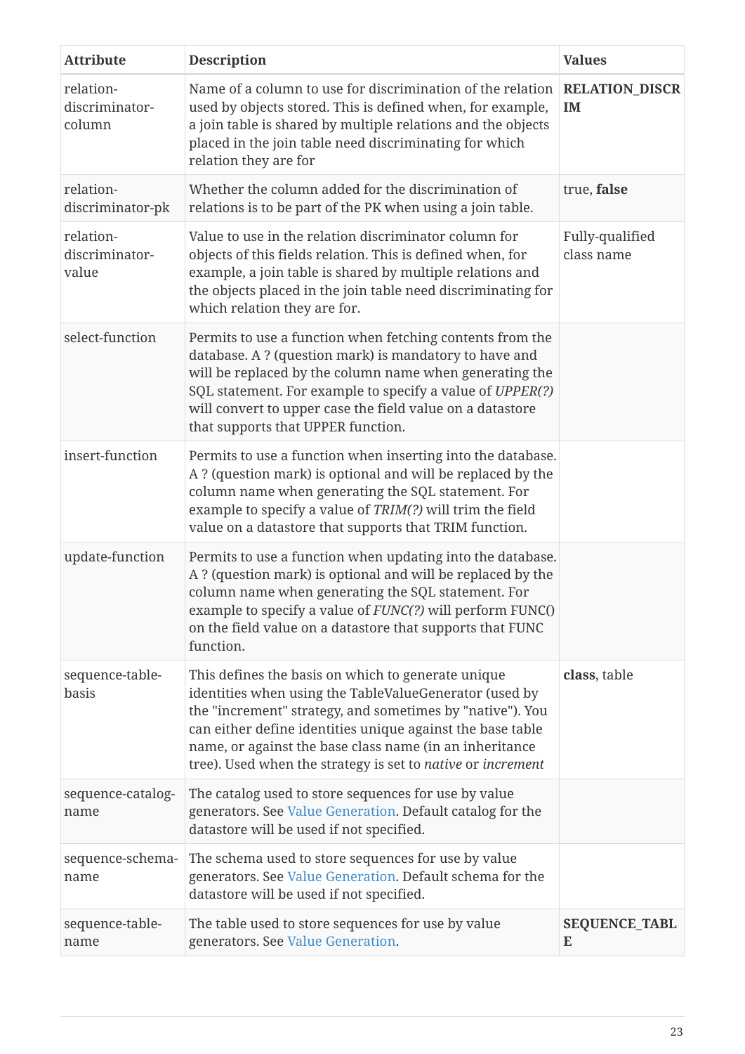| Attribute | Description | Values |
| --- | --- | --- |
| relation-discriminator-column | Name of a column to use for discrimination of the relation used by objects stored. This is defined when, for example, a join table is shared by multiple relations and the objects placed in the join table need discriminating for which relation they are for | **RELATION_DISCRIM** |
| relation-discriminator-pk | Whether the column added for the discrimination of relations is to be part of the PK when using a join table. | true, **false** |
| relation-discriminator-value | Value to use in the relation discriminator column for objects of this fields relation. This is defined when, for example, a join table is shared by multiple relations and the objects placed in the join table need discriminating for which relation they are for. | Fully-qualified class name |
| select-function | Permits to use a function when fetching contents from the database. A ? (question mark) is mandatory to have and will be replaced by the column name when generating the SQL statement. For example to specify a value of *UPPER(?)* will convert to upper case the field value on a datastore that supports that UPPER function. | |
| insert-function | Permits to use a function when inserting into the database. A ? (question mark) is optional and will be replaced by the column name when generating the SQL statement. For example to specify a value of *TRIM(?)* will trim the field value on a datastore that supports that TRIM function. | |
| update-function | Permits to use a function when updating into the database. A ? (question mark) is optional and will be replaced by the column name when generating the SQL statement. For example to specify a value of *FUNC(?)* will perform FUNC() on the field value on a datastore that supports that FUNC function. | |
| sequence-table-basis | This defines the basis on which to generate unique identities when using the TableValueGenerator (used by the "increment" strategy, and sometimes by "native"). You can either define identities unique against the base table name, or against the base class name (in an inheritance tree). Used when the strategy is set to *native* or *increment* | **class**, table |
| sequence-catalog-name | The catalog used to store sequences for use by value generators. See Value Generation. Default catalog for the datastore will be used if not specified. | |
| sequence-schema-name | The schema used to store sequences for use by value generators. See Value Generation. Default schema for the datastore will be used if not specified. | |
| sequence-table-name | The table used to store sequences for use by value generators. See Value Generation. | **SEQUENCE_TABLE** |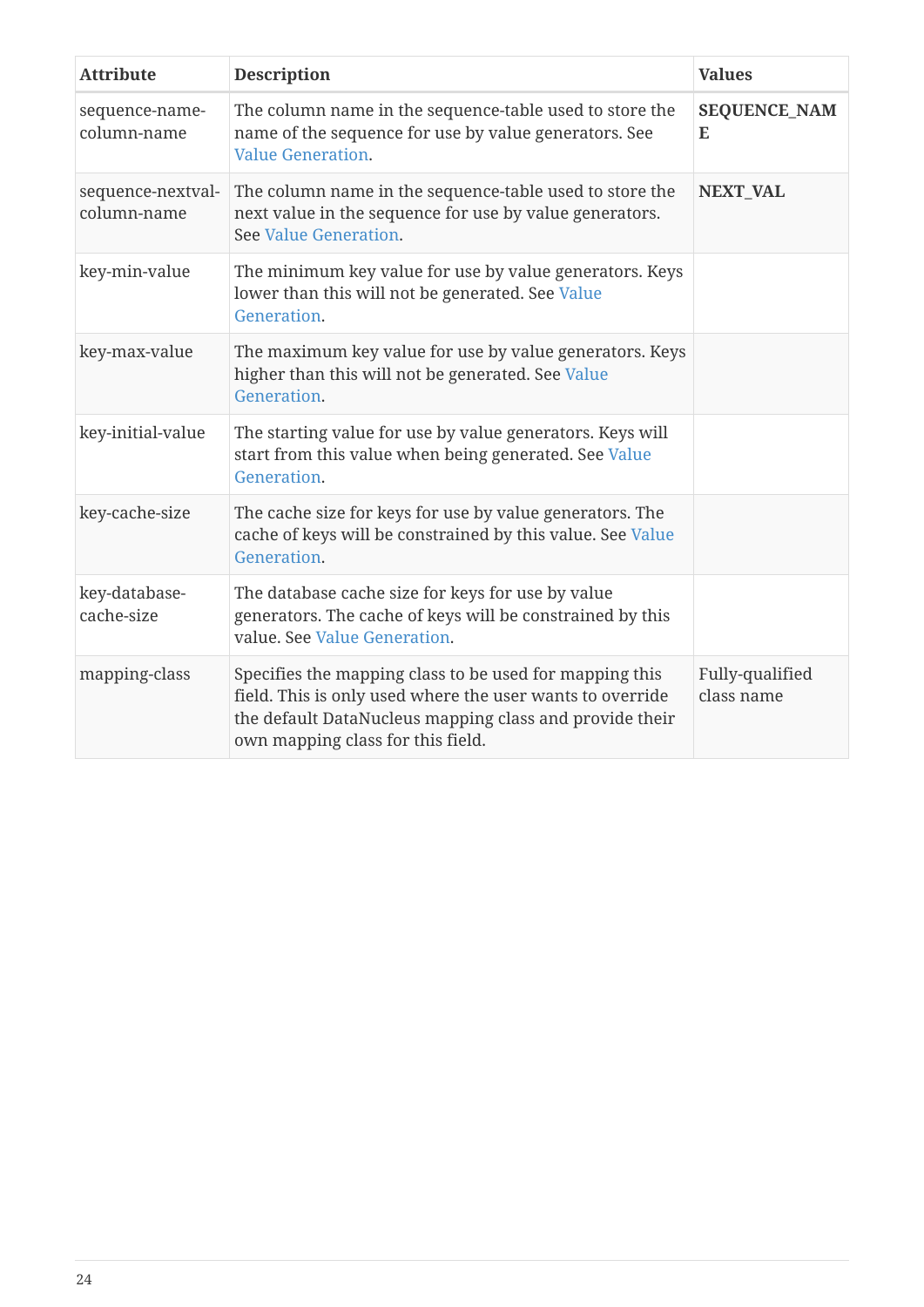| Attribute | Description | Values |
| --- | --- | --- |
| sequence-name-column-name | The column name in the sequence-table used to store the name of the sequence for use by value generators. See Value Generation. | **SEQUENCE_NAME** |
| sequence-nextval-column-name | The column name in the sequence-table used to store the next value in the sequence for use by value generators. See Value Generation. | **NEXT_VAL** |
| key-min-value | The minimum key value for use by value generators. Keys lower than this will not be generated. See Value Generation. | |
| key-max-value | The maximum key value for use by value generators. Keys higher than this will not be generated. See Value Generation. | |
| key-initial-value | The starting value for use by value generators. Keys will start from this value when being generated. See Value Generation. | |
| key-cache-size | The cache size for keys for use by value generators. The cache of keys will be constrained by this value. See Value Generation. | |
| key-database-cache-size | The database cache size for keys for use by value generators. The cache of keys will be constrained by this value. See Value Generation. | |
| mapping-class | Specifies the mapping class to be used for mapping this field. This is only used where the user wants to override the default DataNucleus mapping class and provide their own mapping class for this field. | Fully-qualified class name |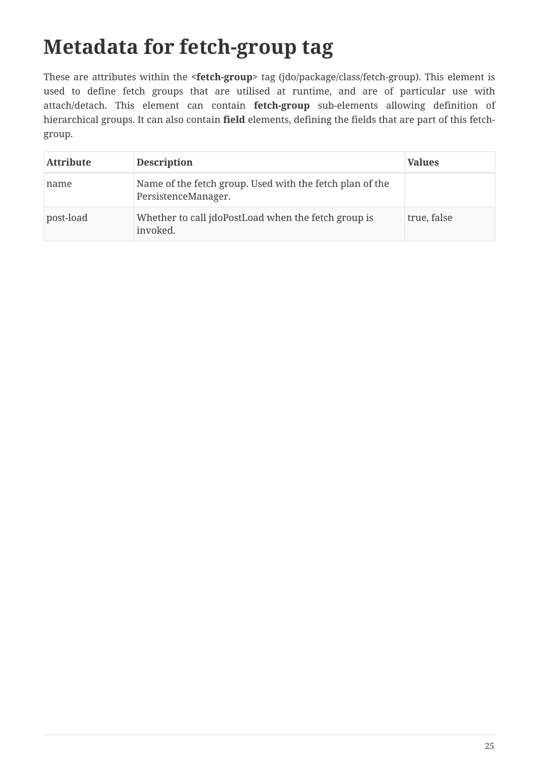# Metadata for fetch-group tag

These are attributes within the **<fetch-group>** tag (jdo/package/class/fetch-group). This element is used to define fetch groups that are utilised at runtime, and are of particular use with attach/detach. This element can contain **fetch-group** sub-elements allowing definition of hierarchical groups. It can also contain **field** elements, defining the fields that are part of this fetch-group.

| Attribute | Description | Values |
| --- | --- | --- |
| name | Name of the fetch group. Used with the fetch plan of the PersistenceManager. | |
| post-load | Whether to call jdoPostLoad when the fetch group is invoked. | true, false |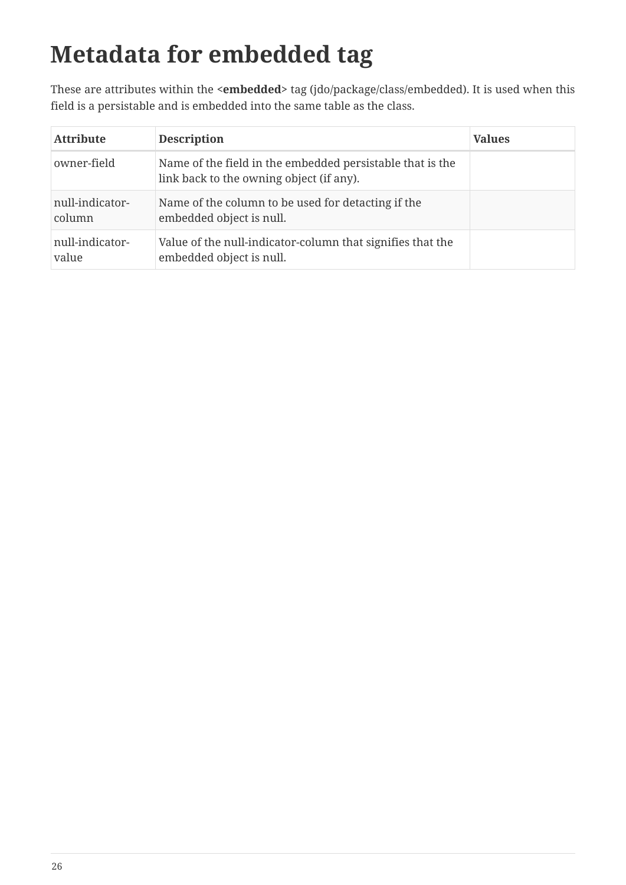# Metadata for embedded tag

These are attributes within the **<embedded>** tag (jdo/package/class/embedded). It is used when this field is a persistable and is embedded into the same table as the class.

| Attribute | Description | Values |
|---|---|---|
| owner-field | Name of the field in the embedded persistable that is the link back to the owning object (if any). | |
| null-indicator-column | Name of the column to be used for detacting if the embedded object is null. | |
| null-indicator-value | Value of the null-indicator-column that signifies that the embedded object is null. | |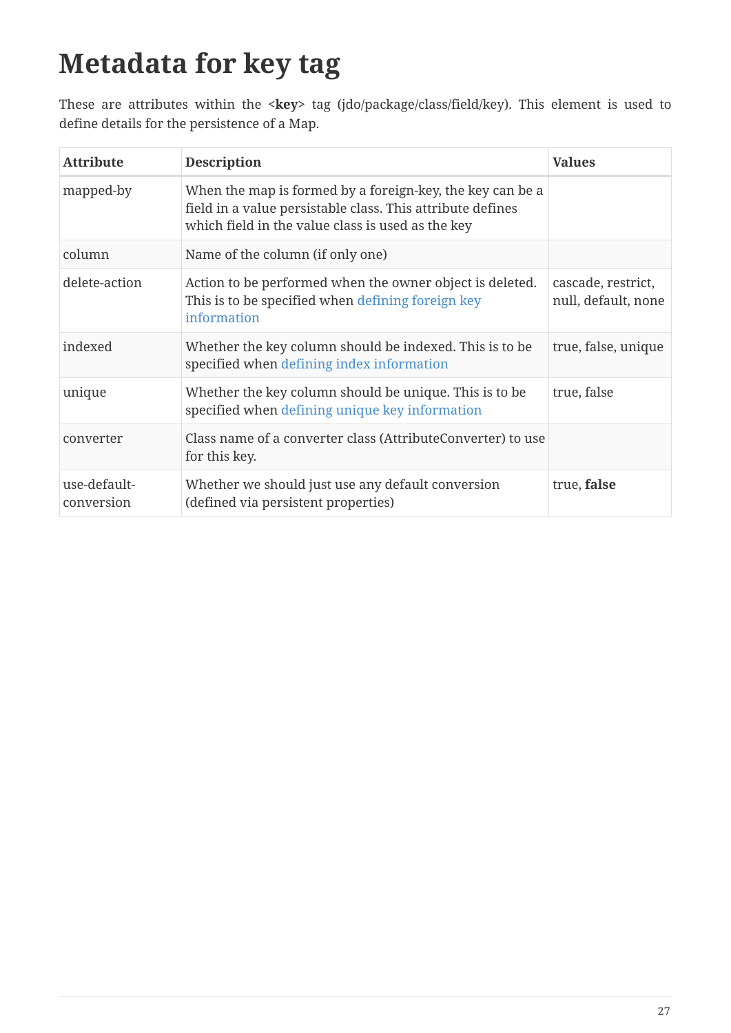# Metadata for key tag

These are attributes within the <**key**> tag (jdo/package/class/field/key). This element is used to define details for the persistence of a Map.

| Attribute | Description | Values |
| --- | --- | --- |
| mapped-by | When the map is formed by a foreign-key, the key can be a field in a value persistable class. This attribute defines which field in the value class is used as the key | |
| column | Name of the column (if only one) | |
| delete-action | Action to be performed when the owner object is deleted. This is to be specified when defining foreign key information | cascade, restrict, null, default, none |
| indexed | Whether the key column should be indexed. This is to be specified when defining index information | true, false, unique |
| unique | Whether the key column should be unique. This is to be specified when defining unique key information | true, false |
| converter | Class name of a converter class (AttributeConverter) to use for this key. | |
| use-default-conversion | Whether we should just use any default conversion (defined via persistent properties) | true, **false** |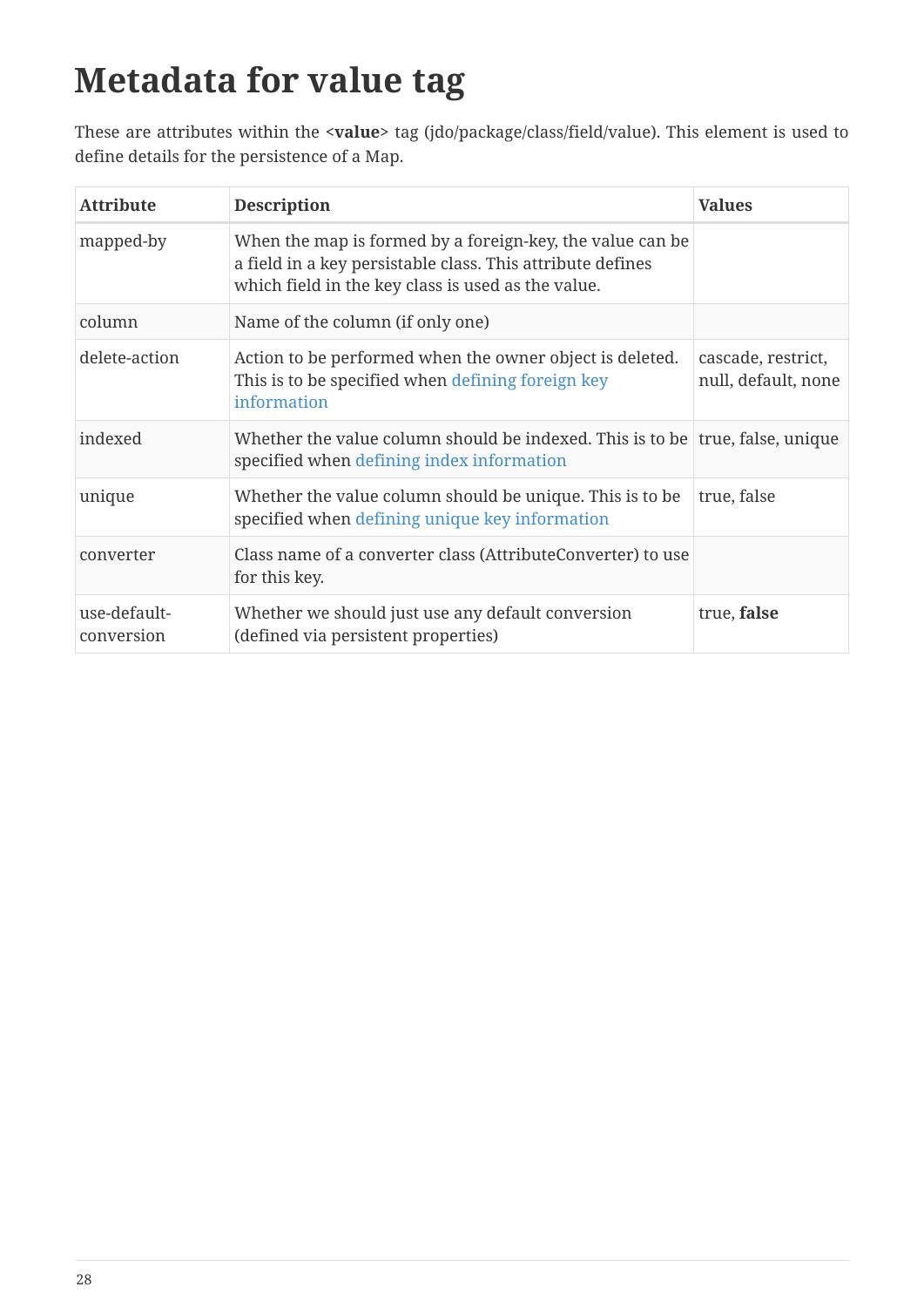# Metadata for value tag

These are attributes within the **<value>** tag (jdo/package/class/field/value). This element is used to define details for the persistence of a Map.

| Attribute | Description | Values |
| --- | --- | --- |
| mapped-by | When the map is formed by a foreign-key, the value can be a field in a key persistable class. This attribute defines which field in the key class is used as the value. | |
| column | Name of the column (if only one) | |
| delete-action | Action to be performed when the owner object is deleted. This is to be specified when defining foreign key information | cascade, restrict, null, default, none |
| indexed | Whether the value column should be indexed. This is to be specified when defining index information | true, false, unique |
| unique | Whether the value column should be unique. This is to be specified when defining unique key information | true, false |
| converter | Class name of a converter class (AttributeConverter) to use for this key. | |
| use-default-conversion | Whether we should just use any default conversion (defined via persistent properties) | true, **false** |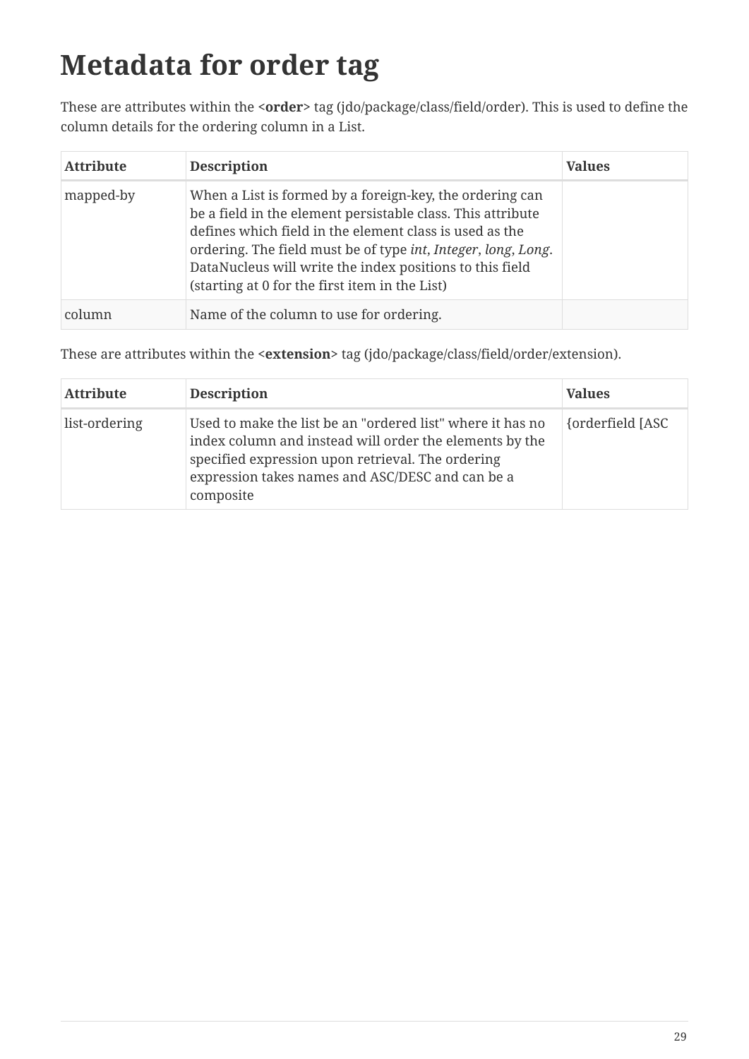# Metadata for order tag

These are attributes within the **<order>** tag (jdo/package/class/field/order). This is used to define the column details for the ordering column in a List.

| Attribute | Description | Values |
|---|---|---|
| mapped-by | When a List is formed by a foreign-key, the ordering can be a field in the element persistable class. This attribute defines which field in the element class is used as the ordering. The field must be of type *int*, *Integer*, *long*, *Long*. DataNucleus will write the index positions to this field (starting at 0 for the first item in the List) | |
| column | Name of the column to use for ordering. | |

These are attributes within the **<extension>** tag (jdo/package/class/field/order/extension).

| Attribute | Description | Values |
|---|---|---|
| list-ordering | Used to make the list be an "ordered list" where it has no index column and instead will order the elements by the specified expression upon retrieval. The ordering expression takes names and ASC/DESC and can be a composite | {orderfield [ASC |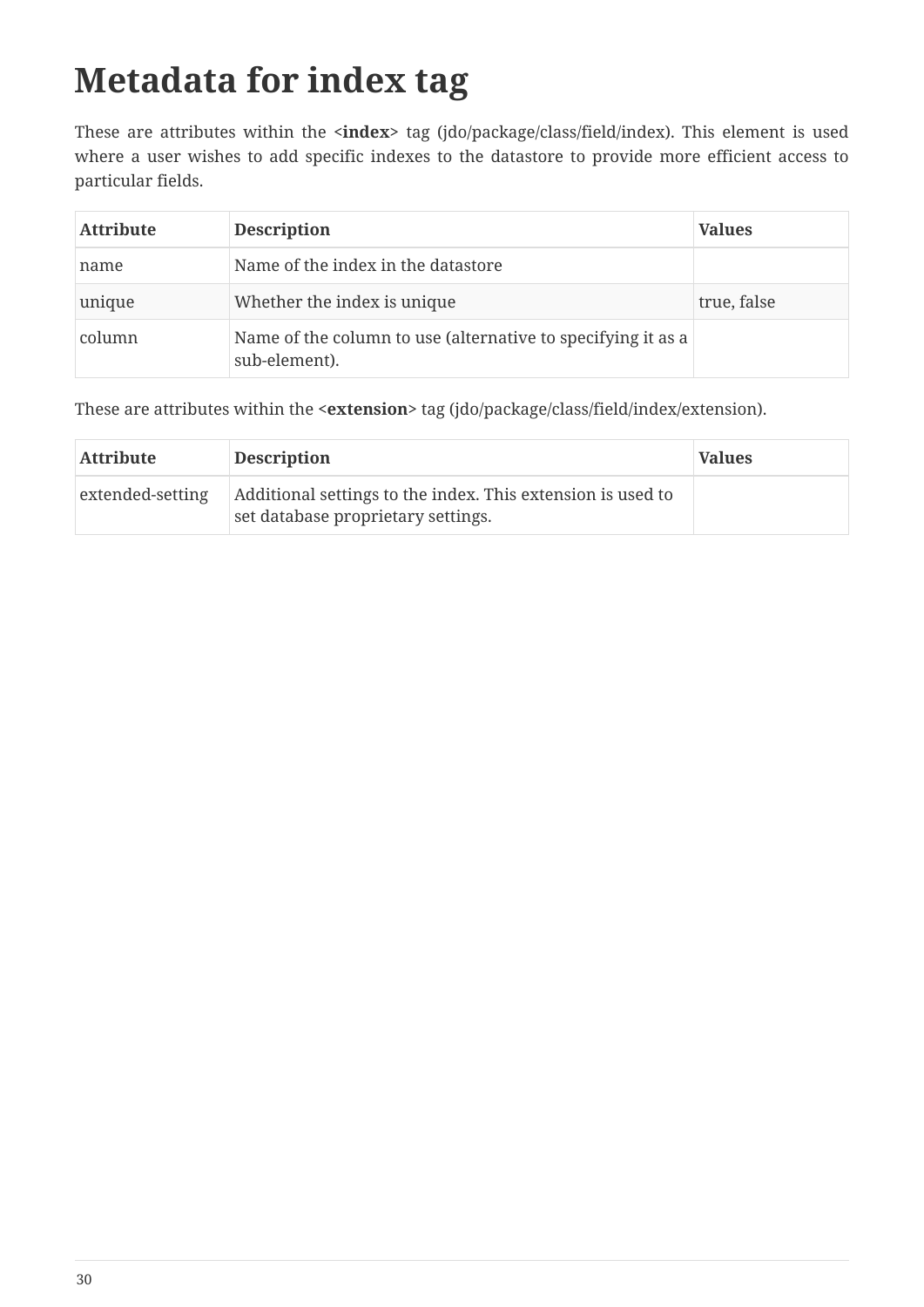# Metadata for index tag

These are attributes within the **<index>** tag (jdo/package/class/field/index). This element is used where a user wishes to add specific indexes to the datastore to provide more efficient access to particular fields.

| Attribute | Description | Values |
| --- | --- | --- |
| name | Name of the index in the datastore | |
| unique | Whether the index is unique | true, false |
| column | Name of the column to use (alternative to specifying it as a sub-element). | |

These are attributes within the **<extension>** tag (jdo/package/class/field/index/extension).

| Attribute | Description | Values |
| --- | --- | --- |
| extended-setting | Additional settings to the index. This extension is used to set database proprietary settings. | |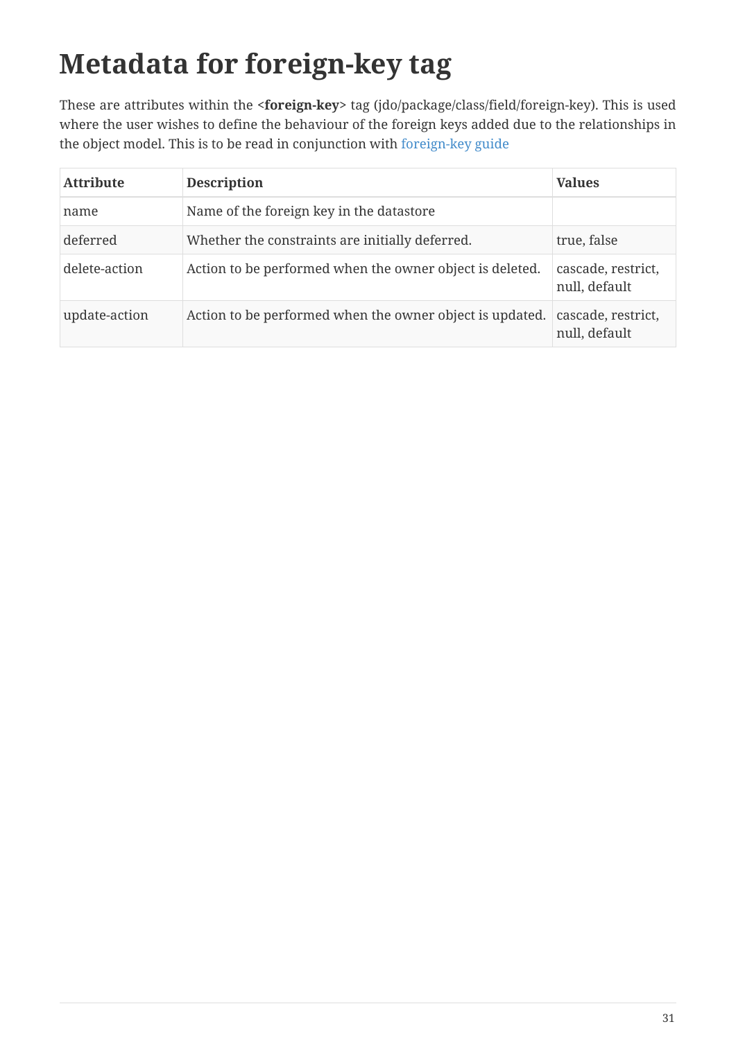# Metadata for foreign-key tag

These are attributes within the **<foreign-key>** tag (jdo/package/class/field/foreign-key). This is used where the user wishes to define the behaviour of the foreign keys added due to the relationships in the object model. This is to be read in conjunction with foreign-key guide

| Attribute | Description | Values |
| --- | --- | --- |
| name | Name of the foreign key in the datastore | |
| deferred | Whether the constraints are initially deferred. | true, false |
| delete-action | Action to be performed when the owner object is deleted. | cascade, restrict, null, default |
| update-action | Action to be performed when the owner object is updated. | cascade, restrict, null, default |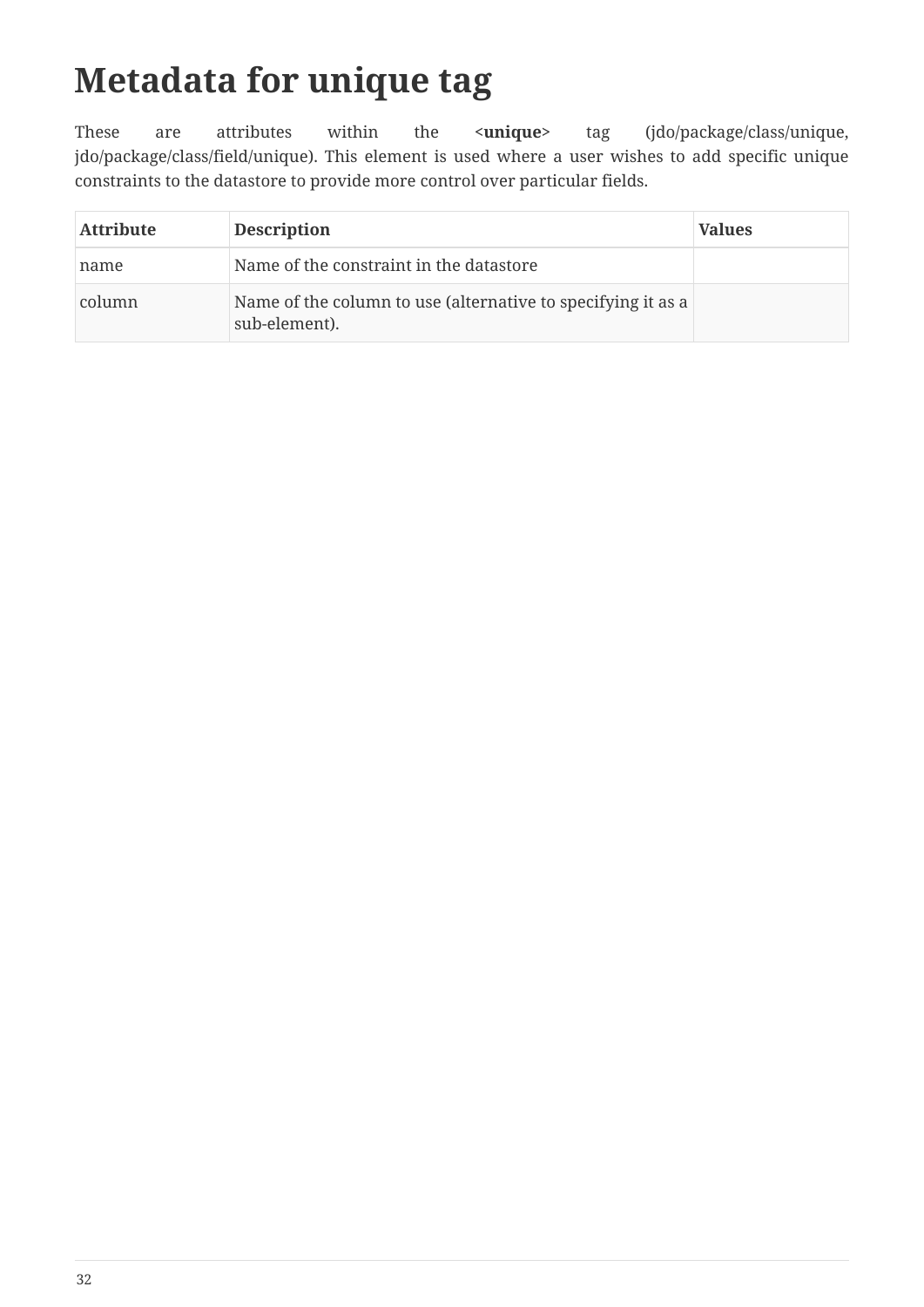# Metadata for unique tag

These are attributes within the <**unique**> tag (jdo/package/class/unique, jdo/package/class/field/unique). This element is used where a user wishes to add specific unique constraints to the datastore to provide more control over particular fields.

| Attribute | Description | Values |
| --- | --- | --- |
| name | Name of the constraint in the datastore | |
| column | Name of the column to use (alternative to specifying it as a sub-element). | |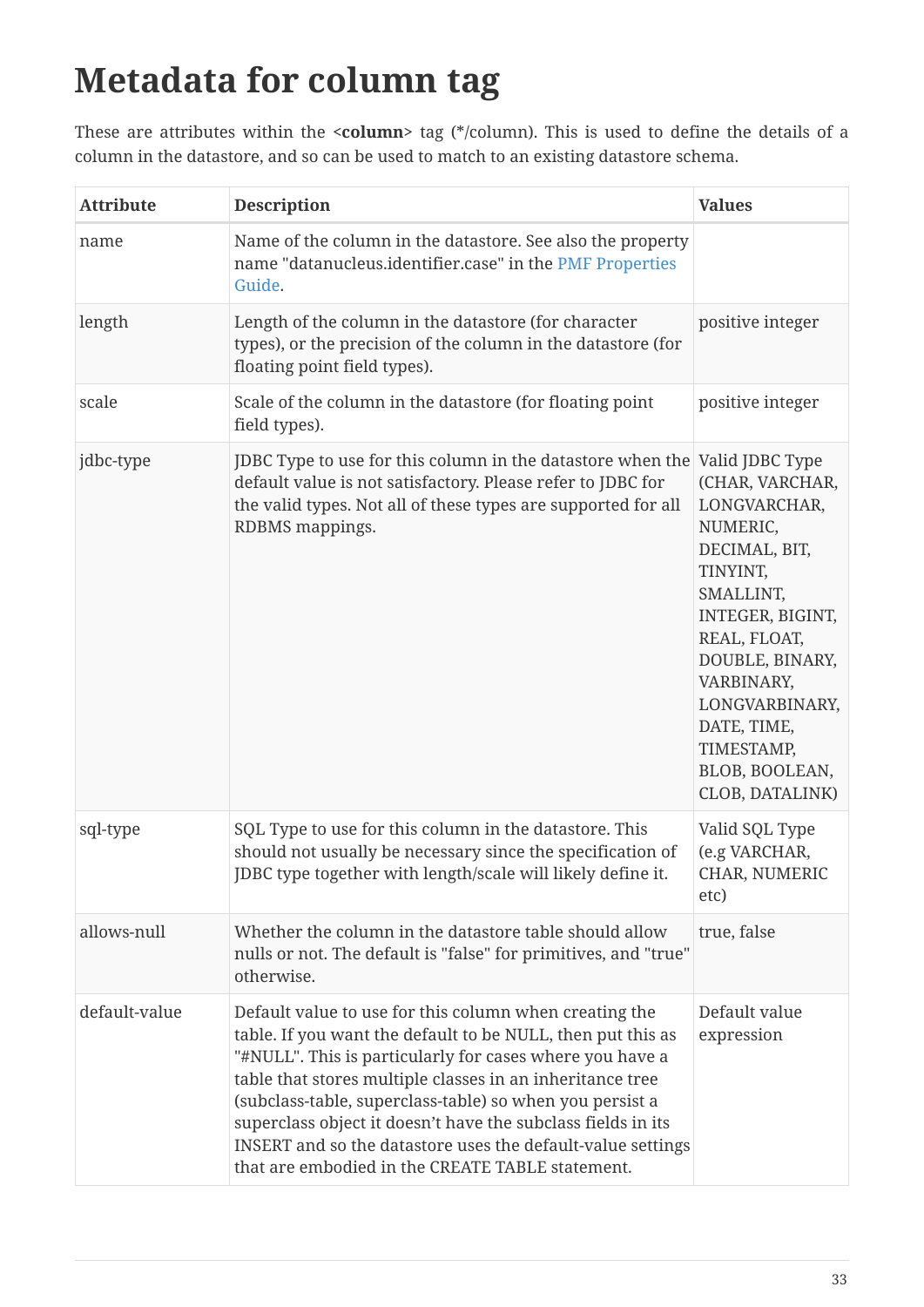# Metadata for column tag

These are attributes within the **<column>** tag (*/column). This is used to define the details of a column in the datastore, and so can be used to match to an existing datastore schema.

| Attribute | Description | Values |
| --- | --- | --- |
| name | Name of the column in the datastore. See also the property name "datanucleus.identifier.case" in the PMF Properties Guide. | |
| length | Length of the column in the datastore (for character types), or the precision of the column in the datastore (for floating point field types). | positive integer |
| scale | Scale of the column in the datastore (for floating point field types). | positive integer |
| jdbc-type | JDBC Type to use for this column in the datastore when the default value is not satisfactory. Please refer to JDBC for the valid types. Not all of these types are supported for all RDBMS mappings. | Valid JDBC Type (CHAR, VARCHAR, LONGVARCHAR, NUMERIC, DECIMAL, BIT, TINYINT, SMALLINT, INTEGER, BIGINT, REAL, FLOAT, DOUBLE, BINARY, VARBINARY, LONGVARBINARY, DATE, TIME, TIMESTAMP, BLOB, BOOLEAN, CLOB, DATALINK) |
| sql-type | SQL Type to use for this column in the datastore. This should not usually be necessary since the specification of JDBC type together with length/scale will likely define it. | Valid SQL Type (e.g VARCHAR, CHAR, NUMERIC etc) |
| allows-null | Whether the column in the datastore table should allow nulls or not. The default is "false" for primitives, and "true" otherwise. | true, false |
| default-value | Default value to use for this column when creating the table. If you want the default to be NULL, then put this as "#NULL". This is particularly for cases where you have a table that stores multiple classes in an inheritance tree (subclass-table, superclass-table) so when you persist a superclass object it doesn't have the subclass fields in its INSERT and so the datastore uses the default-value settings that are embodied in the CREATE TABLE statement. | Default value expression |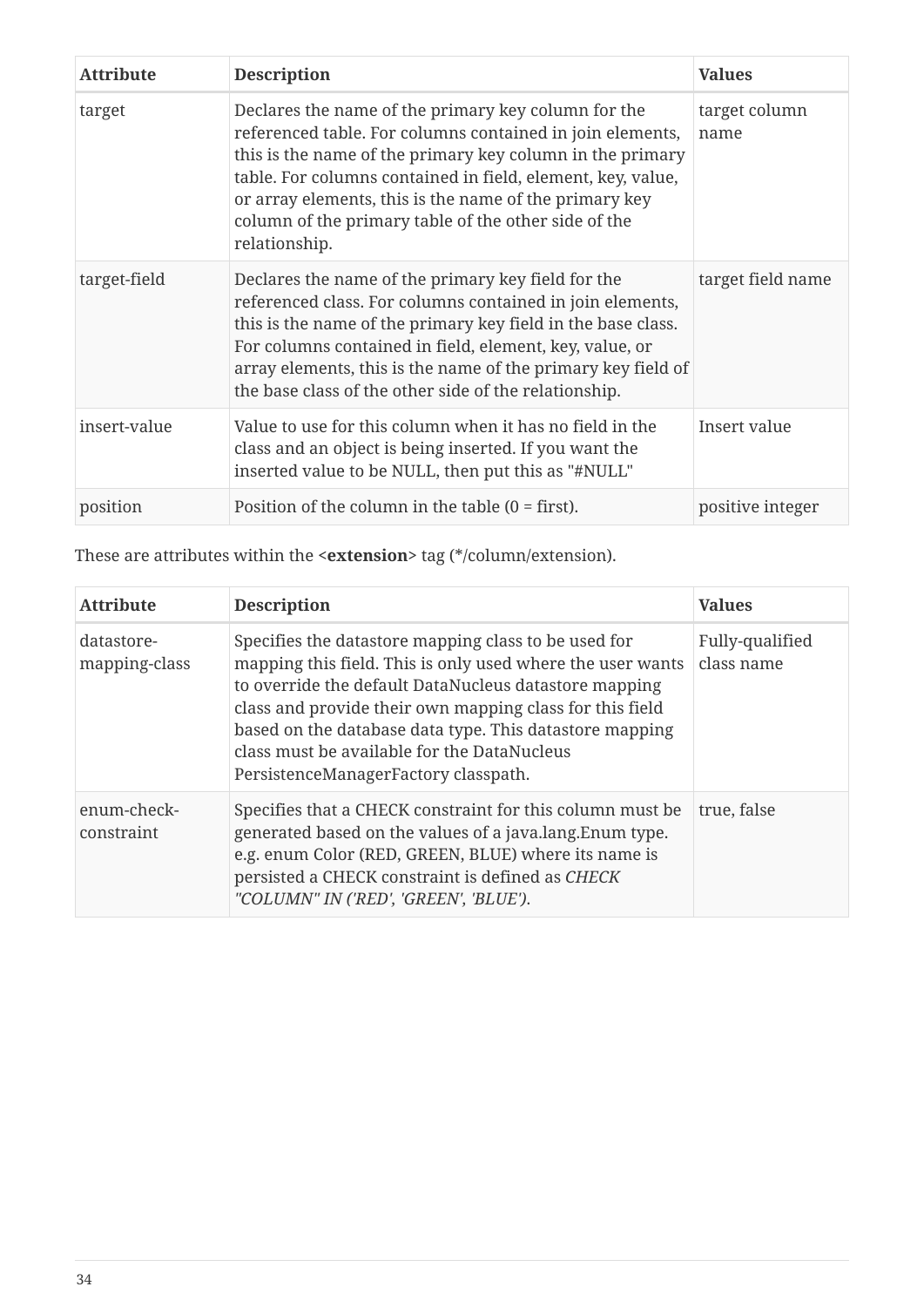| Attribute | Description | Values |
| --- | --- | --- |
| target | Declares the name of the primary key column for the referenced table. For columns contained in join elements, this is the name of the primary key column in the primary table. For columns contained in field, element, key, value, or array elements, this is the name of the primary key column of the primary table of the other side of the relationship. | target column name |
| target-field | Declares the name of the primary key field for the referenced class. For columns contained in join elements, this is the name of the primary key field in the base class. For columns contained in field, element, key, value, or array elements, this is the name of the primary key field of the base class of the other side of the relationship. | target field name |
| insert-value | Value to use for this column when it has no field in the class and an object is being inserted. If you want the inserted value to be NULL, then put this as "#NULL" | Insert value |
| position | Position of the column in the table (0 = first). | positive integer |

These are attributes within the **<extension>** tag (*/column/extension).

| Attribute | Description | Values |
| --- | --- | --- |
| datastore-mapping-class | Specifies the datastore mapping class to be used for mapping this field. This is only used where the user wants to override the default DataNucleus datastore mapping class and provide their own mapping class for this field based on the database data type. This datastore mapping class must be available for the DataNucleus PersistenceManagerFactory classpath. | Fully-qualified class name |
| enum-check-constraint | Specifies that a CHECK constraint for this column must be generated based on the values of a java.lang.Enum type. e.g. enum Color (RED, GREEN, BLUE) where its name is persisted a CHECK constraint is defined as *CHECK "COLUMN" IN ('RED', 'GREEN', 'BLUE')*. | true, false |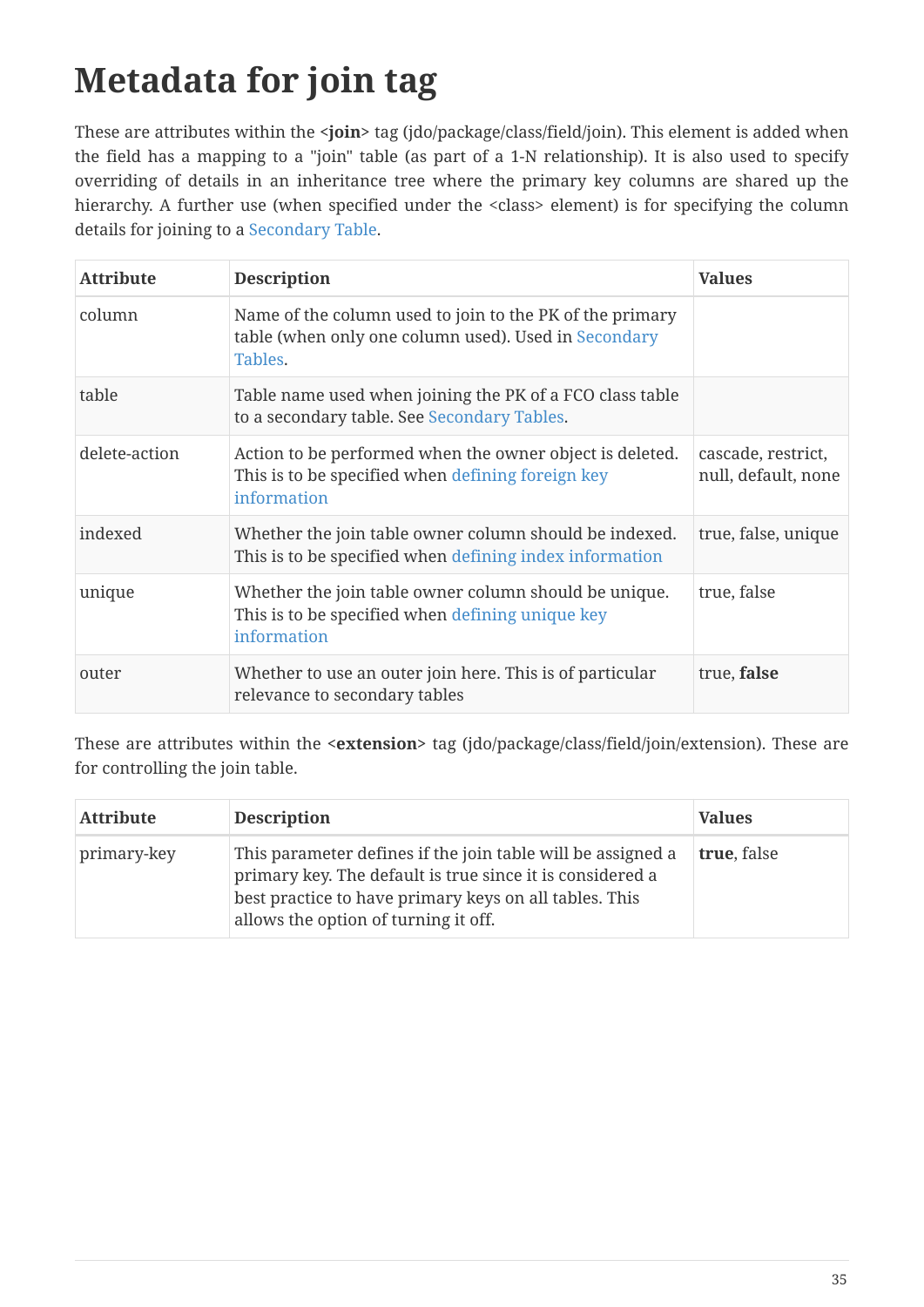# Metadata for join tag

These are attributes within the **<join>** tag (jdo/package/class/field/join). This element is added when the field has a mapping to a "join" table (as part of a 1-N relationship). It is also used to specify overriding of details in an inheritance tree where the primary key columns are shared up the hierarchy. A further use (when specified under the <class> element) is for specifying the column details for joining to a Secondary Table.

| Attribute | Description | Values |
|---|---|---|
| column | Name of the column used to join to the PK of the primary table (when only one column used). Used in Secondary Tables. | |
| table | Table name used when joining the PK of a FCO class table to a secondary table. See Secondary Tables. | |
| delete-action | Action to be performed when the owner object is deleted. This is to be specified when defining foreign key information | cascade, restrict, null, default, none |
| indexed | Whether the join table owner column should be indexed. This is to be specified when defining index information | true, false, unique |
| unique | Whether the join table owner column should be unique. This is to be specified when defining unique key information | true, false |
| outer | Whether to use an outer join here. This is of particular relevance to secondary tables | true, **false** |

These are attributes within the **<extension>** tag (jdo/package/class/field/join/extension). These are for controlling the join table.

| Attribute | Description | Values |
|---|---|---|
| primary-key | This parameter defines if the join table will be assigned a primary key. The default is true since it is considered a best practice to have primary keys on all tables. This allows the option of turning it off. | **true**, false |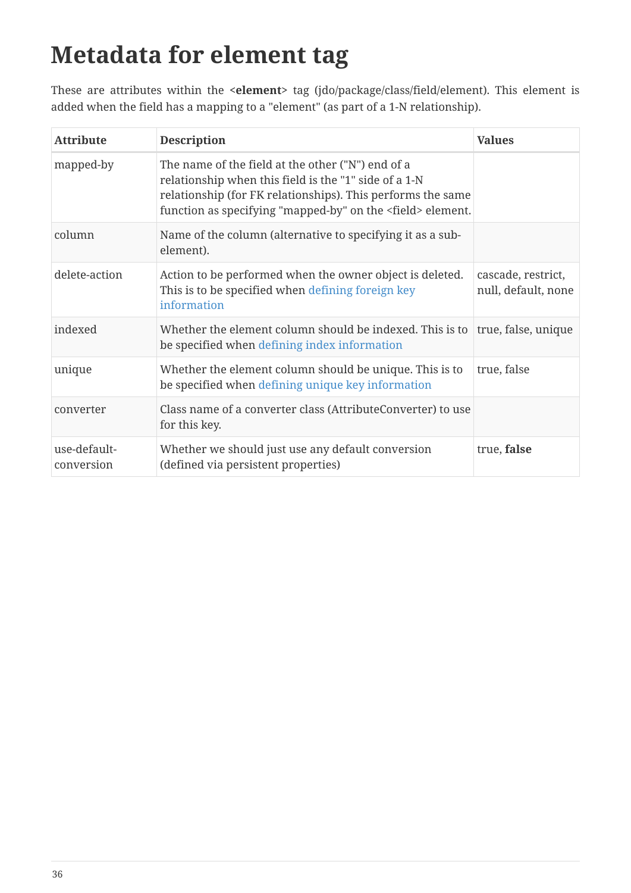# Metadata for element tag

These are attributes within the <**element**> tag (jdo/package/class/field/element). This element is added when the field has a mapping to a "element" (as part of a 1-N relationship).

| Attribute | Description | Values |
| --- | --- | --- |
| mapped-by | The name of the field at the other ("N") end of a relationship when this field is the "1" side of a 1-N relationship (for FK relationships). This performs the same function as specifying "mapped-by" on the <field> element. | |
| column | Name of the column (alternative to specifying it as a sub-element). | |
| delete-action | Action to be performed when the owner object is deleted. This is to be specified when defining foreign key information | cascade, restrict, null, default, none |
| indexed | Whether the element column should be indexed. This is to be specified when defining index information | true, false, unique |
| unique | Whether the element column should be unique. This is to be specified when defining unique key information | true, false |
| converter | Class name of a converter class (AttributeConverter) to use for this key. | |
| use-default-conversion | Whether we should just use any default conversion (defined via persistent properties) | true, **false** |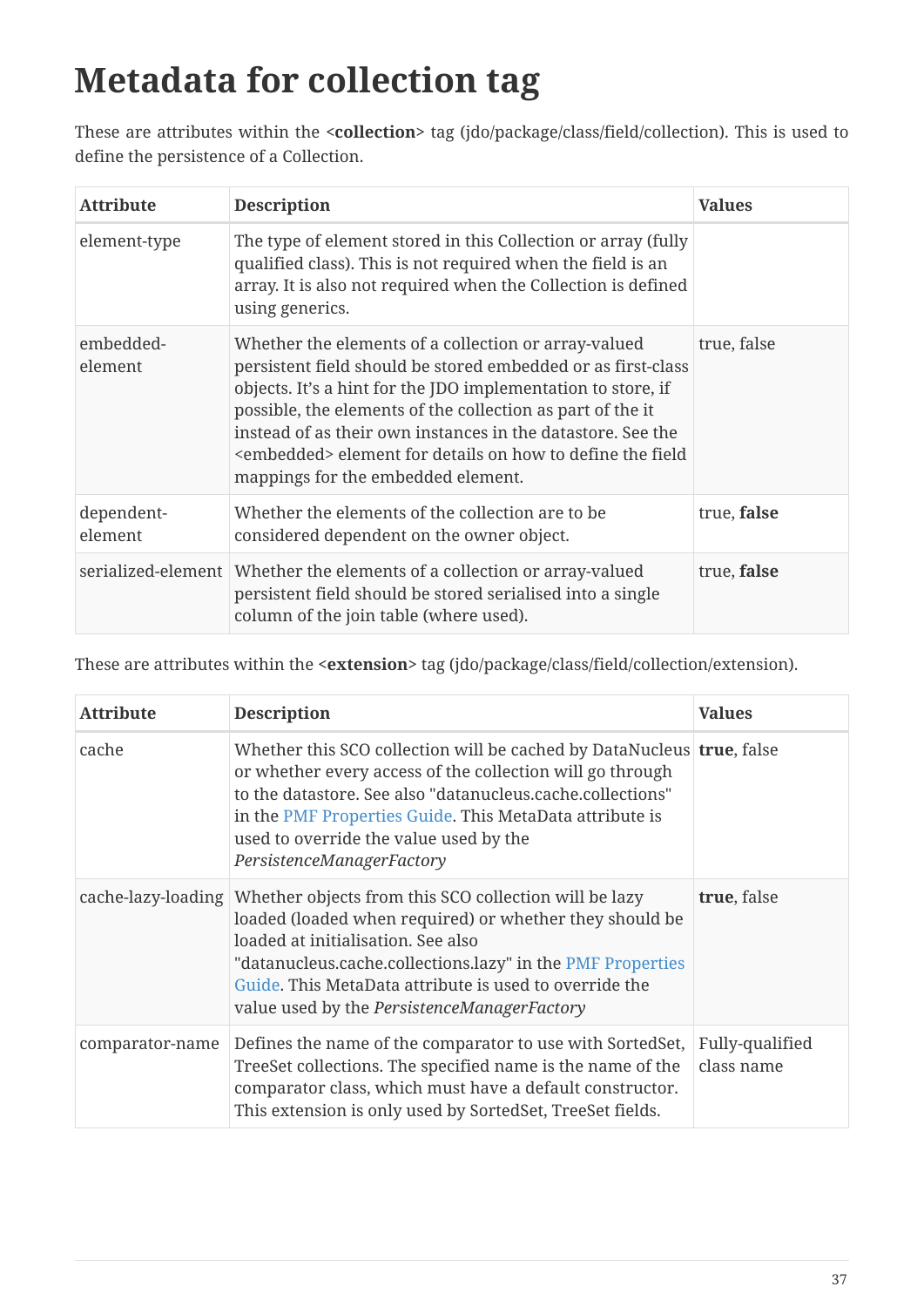# Metadata for collection tag

These are attributes within the **<collection>** tag (jdo/package/class/field/collection). This is used to define the persistence of a Collection.

| Attribute | Description | Values |
| --- | --- | --- |
| element-type | The type of element stored in this Collection or array (fully qualified class). This is not required when the field is an array. It is also not required when the Collection is defined using generics. | |
| embedded-element | Whether the elements of a collection or array-valued persistent field should be stored embedded or as first-class objects. It's a hint for the JDO implementation to store, if possible, the elements of the collection as part of the it instead of as their own instances in the datastore. See the <embedded> element for details on how to define the field mappings for the embedded element. | true, false |
| dependent-element | Whether the elements of the collection are to be considered dependent on the owner object. | true, **false** |
| serialized-element | Whether the elements of a collection or array-valued persistent field should be stored serialised into a single column of the join table (where used). | true, **false** |

These are attributes within the **<extension>** tag (jdo/package/class/field/collection/extension).

| Attribute | Description | Values |
| --- | --- | --- |
| cache | Whether this SCO collection will be cached by DataNucleus or whether every access of the collection will go through to the datastore. See also "datanucleus.cache.collections" in the PMF Properties Guide. This MetaData attribute is used to override the value used by the *PersistenceManagerFactory* | **true**, false |
| cache-lazy-loading | Whether objects from this SCO collection will be lazy loaded (loaded when required) or whether they should be loaded at initialisation. See also "datanucleus.cache.collections.lazy" in the PMF Properties Guide. This MetaData attribute is used to override the value used by the *PersistenceManagerFactory* | **true**, false |
| comparator-name | Defines the name of the comparator to use with SortedSet, TreeSet collections. The specified name is the name of the comparator class, which must have a default constructor. This extension is only used by SortedSet, TreeSet fields. | Fully-qualified class name |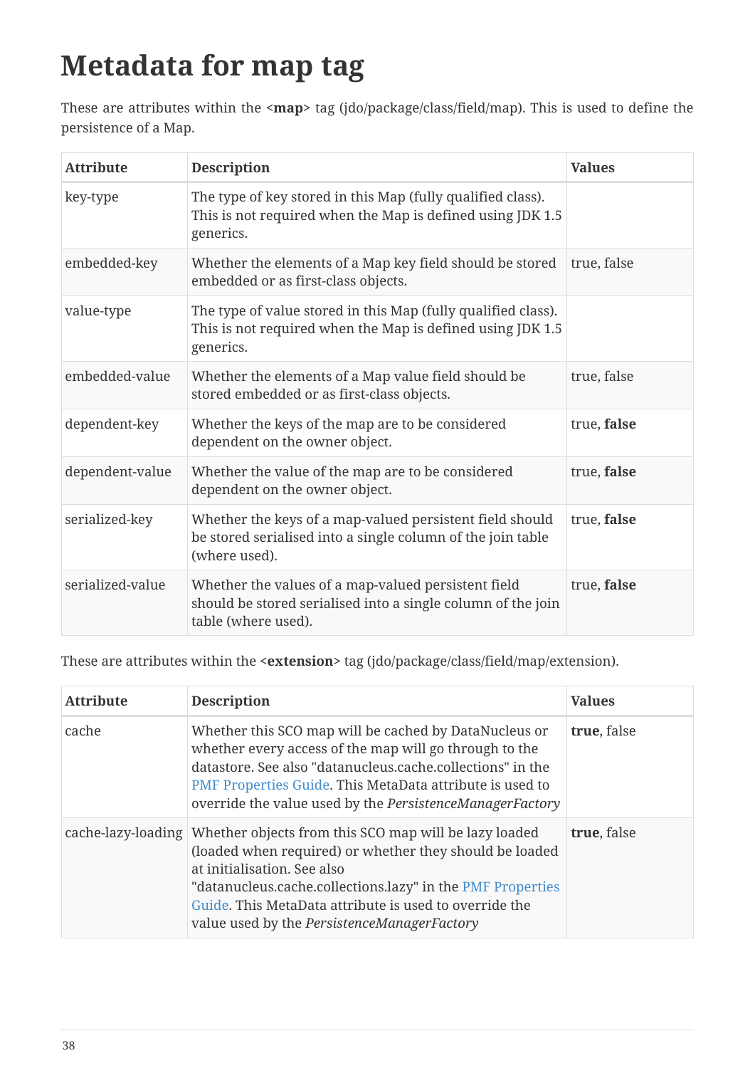# Metadata for map tag

These are attributes within the **<map>** tag (jdo/package/class/field/map). This is used to define the persistence of a Map.

| Attribute | Description | Values |
| --- | --- | --- |
| key-type | The type of key stored in this Map (fully qualified class). This is not required when the Map is defined using JDK 1.5 generics. | |
| embedded-key | Whether the elements of a Map key field should be stored embedded or as first-class objects. | true, false |
| value-type | The type of value stored in this Map (fully qualified class). This is not required when the Map is defined using JDK 1.5 generics. | |
| embedded-value | Whether the elements of a Map value field should be stored embedded or as first-class objects. | true, false |
| dependent-key | Whether the keys of the map are to be considered dependent on the owner object. | true, **false** |
| dependent-value | Whether the value of the map are to be considered dependent on the owner object. | true, **false** |
| serialized-key | Whether the keys of a map-valued persistent field should be stored serialised into a single column of the join table (where used). | true, **false** |
| serialized-value | Whether the values of a map-valued persistent field should be stored serialised into a single column of the join table (where used). | true, **false** |

These are attributes within the **<extension>** tag (jdo/package/class/field/map/extension).

| Attribute | Description | Values |
| --- | --- | --- |
| cache | Whether this SCO map will be cached by DataNucleus or whether every access of the map will go through to the datastore. See also "datanucleus.cache.collections" in the PMF Properties Guide. This MetaData attribute is used to override the value used by the *PersistenceManagerFactory* | **true**, false |
| cache-lazy-loading | Whether objects from this SCO map will be lazy loaded (loaded when required) or whether they should be loaded at initialisation. See also "datanucleus.cache.collections.lazy" in the PMF Properties Guide. This MetaData attribute is used to override the value used by the *PersistenceManagerFactory* | **true**, false |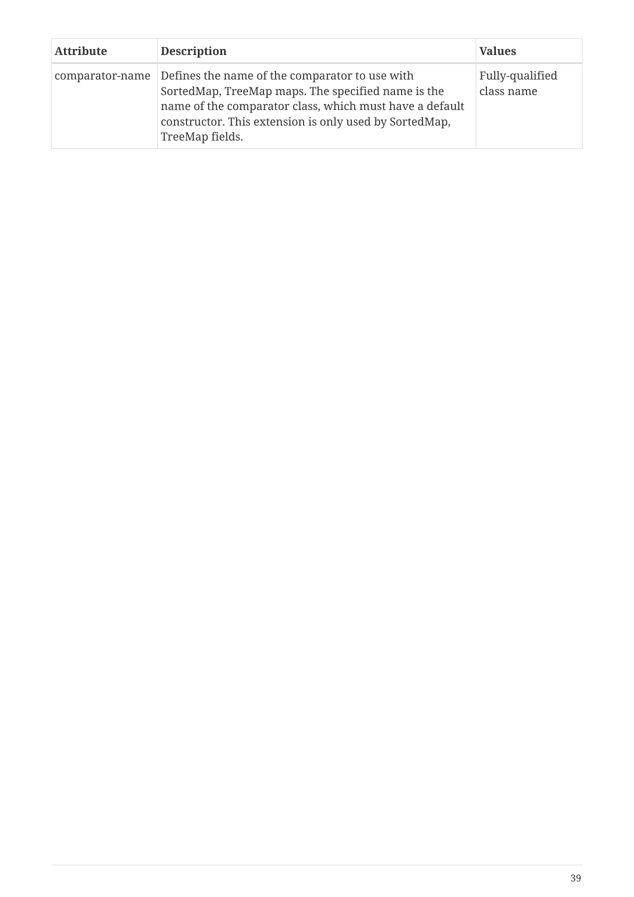| Attribute | Description | Values |
| --- | --- | --- |
| comparator-name | Defines the name of the comparator to use with SortedMap, TreeMap maps. The specified name is the name of the comparator class, which must have a default constructor. This extension is only used by SortedMap, TreeMap fields. | Fully-qualified class name |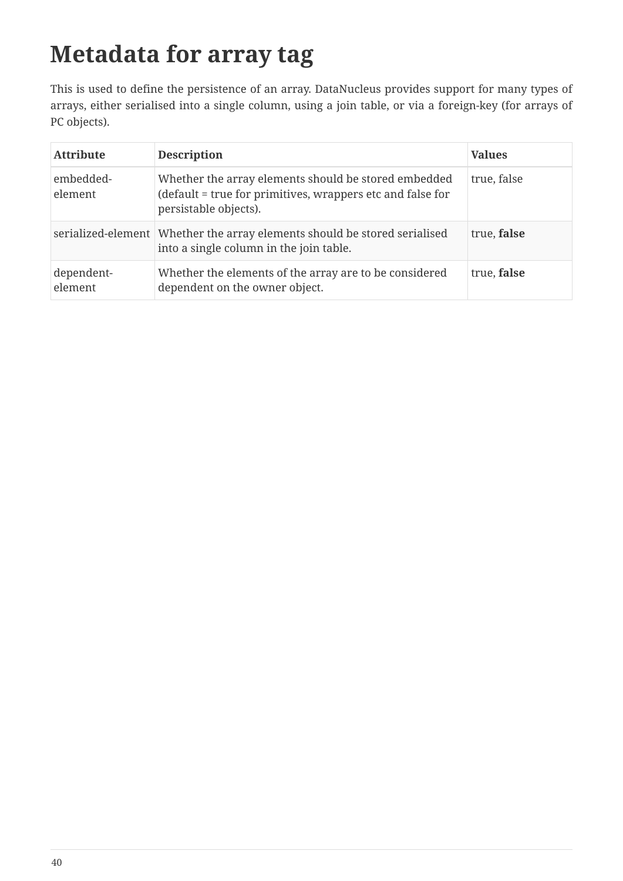# Metadata for array tag

This is used to define the persistence of an array. DataNucleus provides support for many types of arrays, either serialised into a single column, using a join table, or via a foreign-key (for arrays of PC objects).

| Attribute | Description | Values |
| --- | --- | --- |
| embedded-element | Whether the array elements should be stored embedded (default = true for primitives, wrappers etc and false for persistable objects). | true, false |
| serialized-element | Whether the array elements should be stored serialised into a single column in the join table. | true, **false** |
| dependent-element | Whether the elements of the array are to be considered dependent on the owner object. | true, **false** |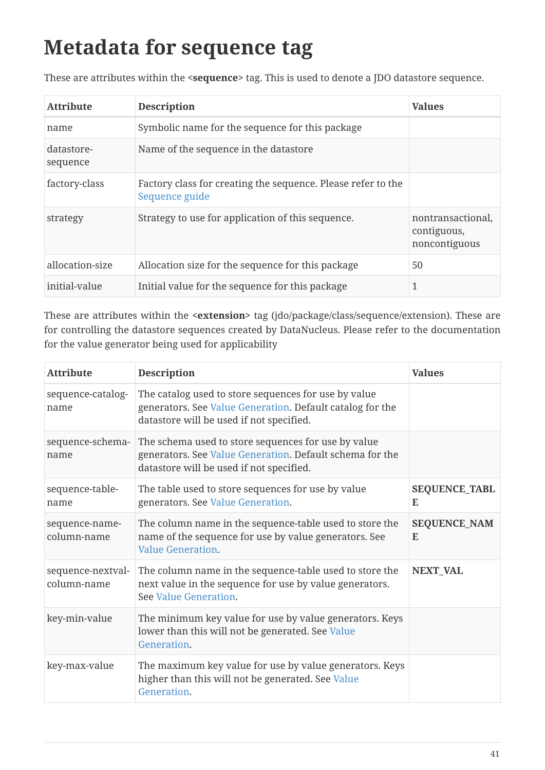# Metadata for sequence tag

These are attributes within the **<sequence>** tag. This is used to denote a JDO datastore sequence.

| Attribute | Description | Values |
| --- | --- | --- |
| name | Symbolic name for the sequence for this package | |
| datastore-sequence | Name of the sequence in the datastore | |
| factory-class | Factory class for creating the sequence. Please refer to the Sequence guide | |
| strategy | Strategy to use for application of this sequence. | nontransactional, contiguous, noncontiguous |
| allocation-size | Allocation size for the sequence for this package | 50 |
| initial-value | Initial value for the sequence for this package | 1 |

These are attributes within the **<extension>** tag (jdo/package/class/sequence/extension). These are for controlling the datastore sequences created by DataNucleus. Please refer to the documentation for the value generator being used for applicability

| Attribute | Description | Values |
| --- | --- | --- |
| sequence-catalog-name | The catalog used to store sequences for use by value generators. See Value Generation. Default catalog for the datastore will be used if not specified. | |
| sequence-schema-name | The schema used to store sequences for use by value generators. See Value Generation. Default schema for the datastore will be used if not specified. | |
| sequence-table-name | The table used to store sequences for use by value generators. See Value Generation. | **SEQUENCE_TABLE** |
| sequence-name-column-name | The column name in the sequence-table used to store the name of the sequence for use by value generators. See Value Generation. | **SEQUENCE_NAME** |
| sequence-nextval-column-name | The column name in the sequence-table used to store the next value in the sequence for use by value generators. See Value Generation. | **NEXT_VAL** |
| key-min-value | The minimum key value for use by value generators. Keys lower than this will not be generated. See Value Generation. | |
| key-max-value | The maximum key value for use by value generators. Keys higher than this will not be generated. See Value Generation. | |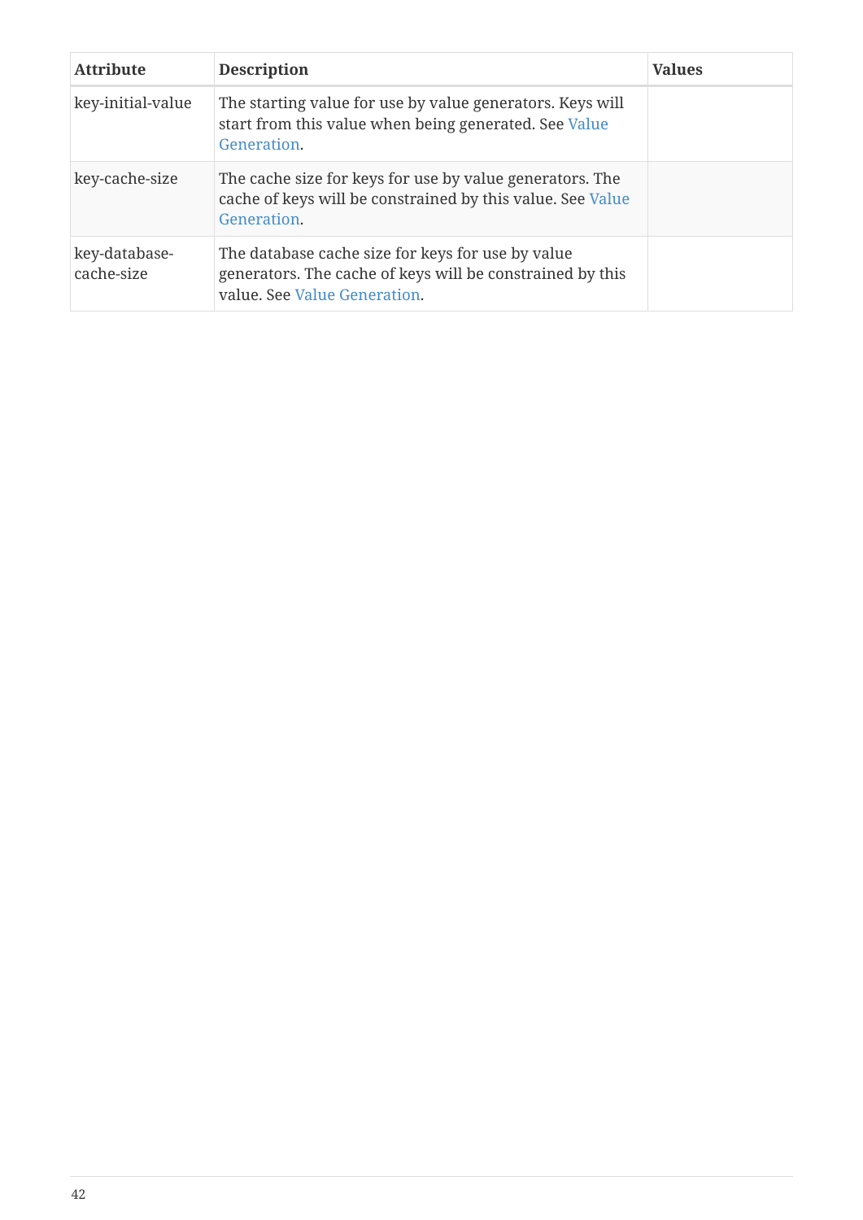| Attribute | Description | Values |
| --- | --- | --- |
| key-initial-value | The starting value for use by value generators. Keys will start from this value when being generated. See Value Generation. | |
| key-cache-size | The cache size for keys for use by value generators. The cache of keys will be constrained by this value. See Value Generation. | |
| key-database-cache-size | The database cache size for keys for use by value generators. The cache of keys will be constrained by this value. See Value Generation. | |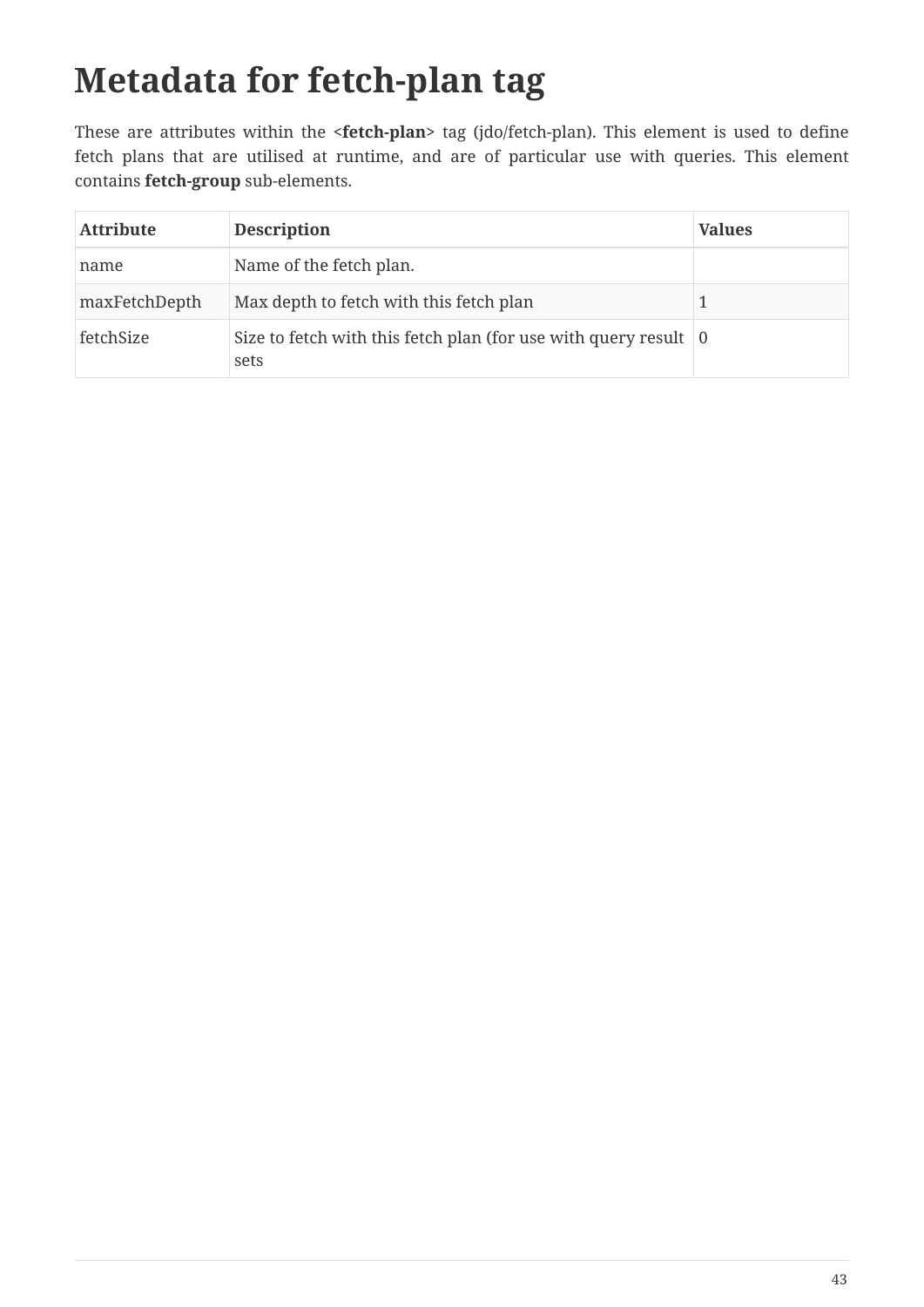# Metadata for fetch-plan tag

These are attributes within the **<fetch-plan>** tag (jdo/fetch-plan). This element is used to define fetch plans that are utilised at runtime, and are of particular use with queries. This element contains **fetch-group** sub-elements.

| Attribute | Description | Values |
| --- | --- | --- |
| name | Name of the fetch plan. | |
| maxFetchDepth | Max depth to fetch with this fetch plan | 1 |
| fetchSize | Size to fetch with this fetch plan (for use with query result sets | 0 |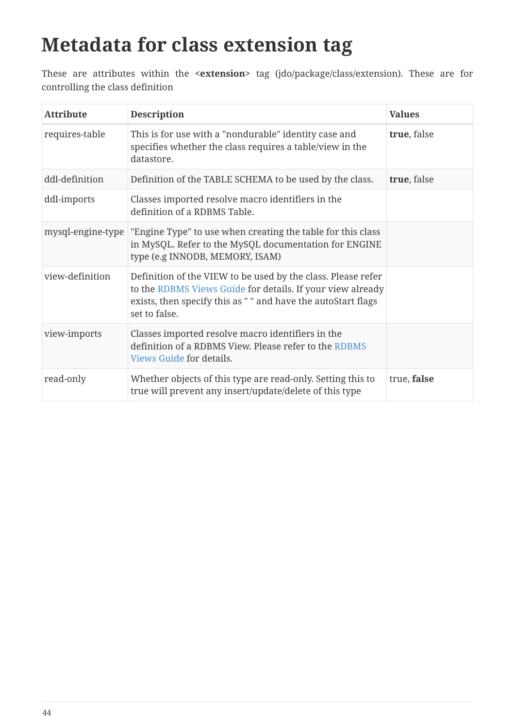# Metadata for class extension tag

These are attributes within the **<extension>** tag (jdo/package/class/extension). These are for controlling the class definition

| Attribute | Description | Values |
| --- | --- | --- |
| requires-table | This is for use with a "nondurable" identity case and specifies whether the class requires a table/view in the datastore. | **true**, false |
| ddl-definition | Definition of the TABLE SCHEMA to be used by the class. | **true**, false |
| ddl-imports | Classes imported resolve macro identifiers in the definition of a RDBMS Table. | |
| mysql-engine-type | "Engine Type" to use when creating the table for this class in MySQL. Refer to the MySQL documentation for ENGINE type (e.g INNODB, MEMORY, ISAM) | |
| view-definition | Definition of the VIEW to be used by the class. Please refer to the RDBMS Views Guide for details. If your view already exists, then specify this as " " and have the autoStart flags set to false. | |
| view-imports | Classes imported resolve macro identifiers in the definition of a RDBMS View. Please refer to the RDBMS Views Guide for details. | |
| read-only | Whether objects of this type are read-only. Setting this to true will prevent any insert/update/delete of this type | true, **false** |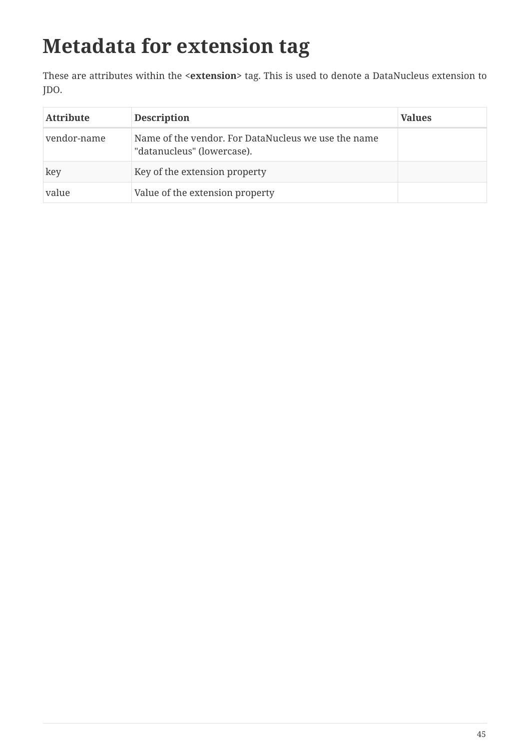# Metadata for extension tag

These are attributes within the **<extension>** tag. This is used to denote a DataNucleus extension to JDO.

| Attribute | Description | Values |
|---|---|---|
| vendor-name | Name of the vendor. For DataNucleus we use the name "datanucleus" (lowercase). | |
| key | Key of the extension property | |
| value | Value of the extension property | |